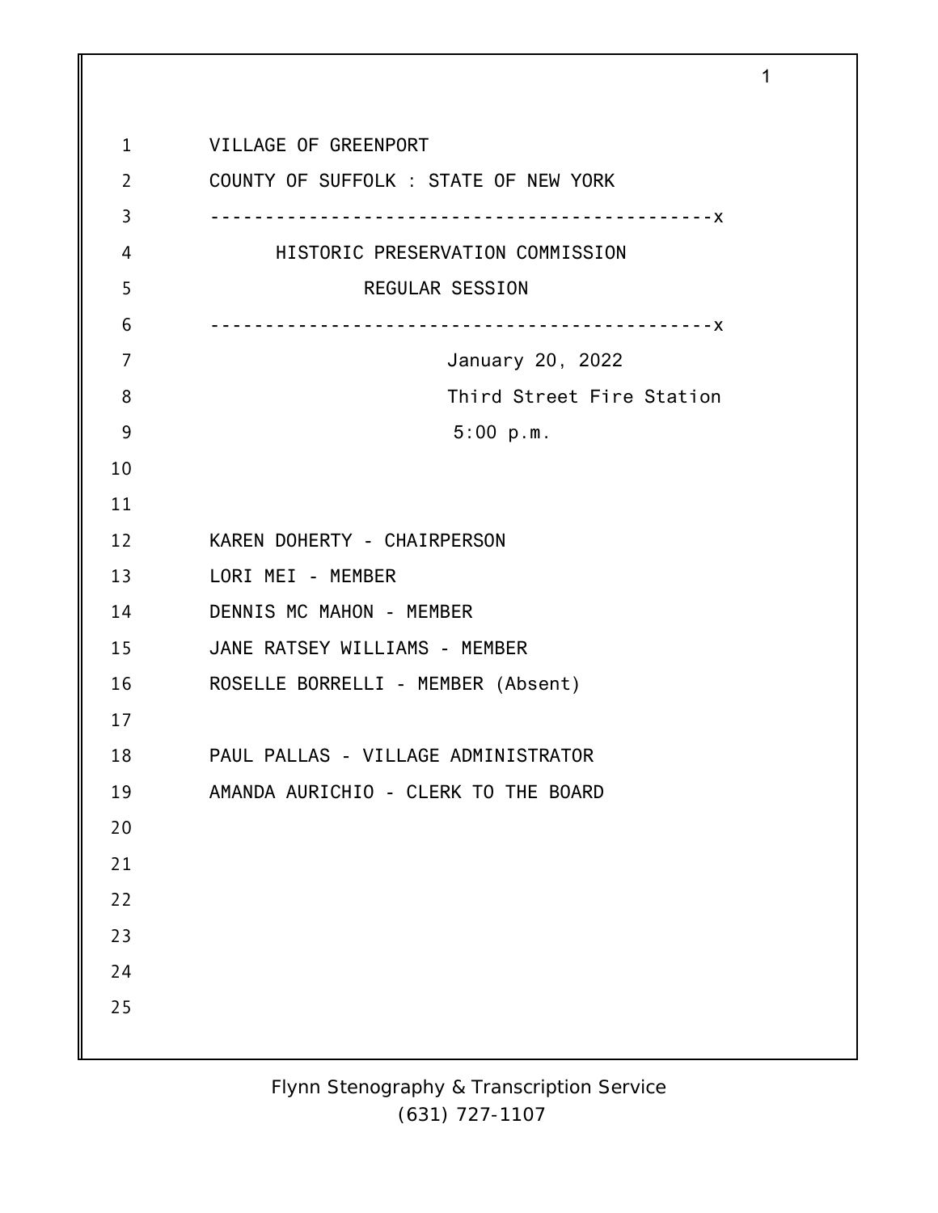VILLAGE OF GREENPORT

COUNTY OF SUFFOLK : STATE OF NEW YORK

---------------------------------------------x

HISTORIC PRESERVATION COMMISSION

REGULAR SESSION

---------------------------------------------x

January 20, 2022

Third Street Fire Station

5:00 p.m.

KAREN DOHERTY - CHAIRPERSON

LORI MEI - MEMBER

DENNIS MC MAHON - MEMBER

JANE RATSEY WILLIAMS - MEMBER

ROSELLE BORRELLI - MEMBER (Absent)

PAUL PALLAS - VILLAGE ADMINISTRATOR

AMANDA AURICHIO - CLERK TO THE BOARD

Flynn Stenography & Transcription Service
(631) 727-1107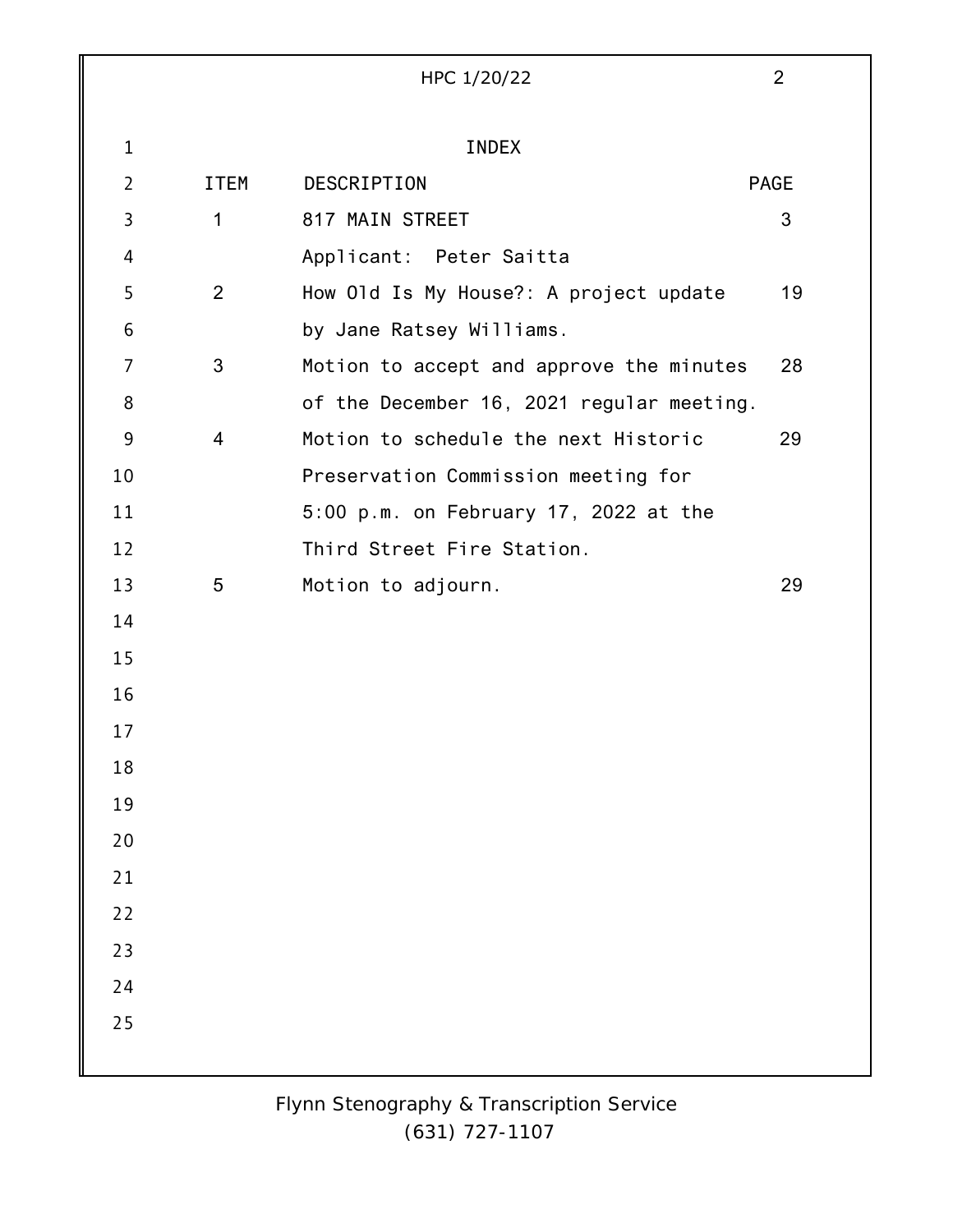# INDEX

| ITEM | DESCRIPTION | PAGE |
|---|---|---|
| 1 | 817 MAIN STREET<br>Applicant: Peter Saitta | 3 |
| 2 | How Old Is My House?: A project update by Jane Ratsey Williams. | 19 |
| 3 | Motion to accept and approve the minutes of the December 16, 2021 regular meeting. | 28 |
| 4 | Motion to schedule the next Historic Preservation Commission meeting for 5:00 p.m. on February 17, 2022 at the Third Street Fire Station. | 29 |
| 5 | Motion to adjourn. | 29 |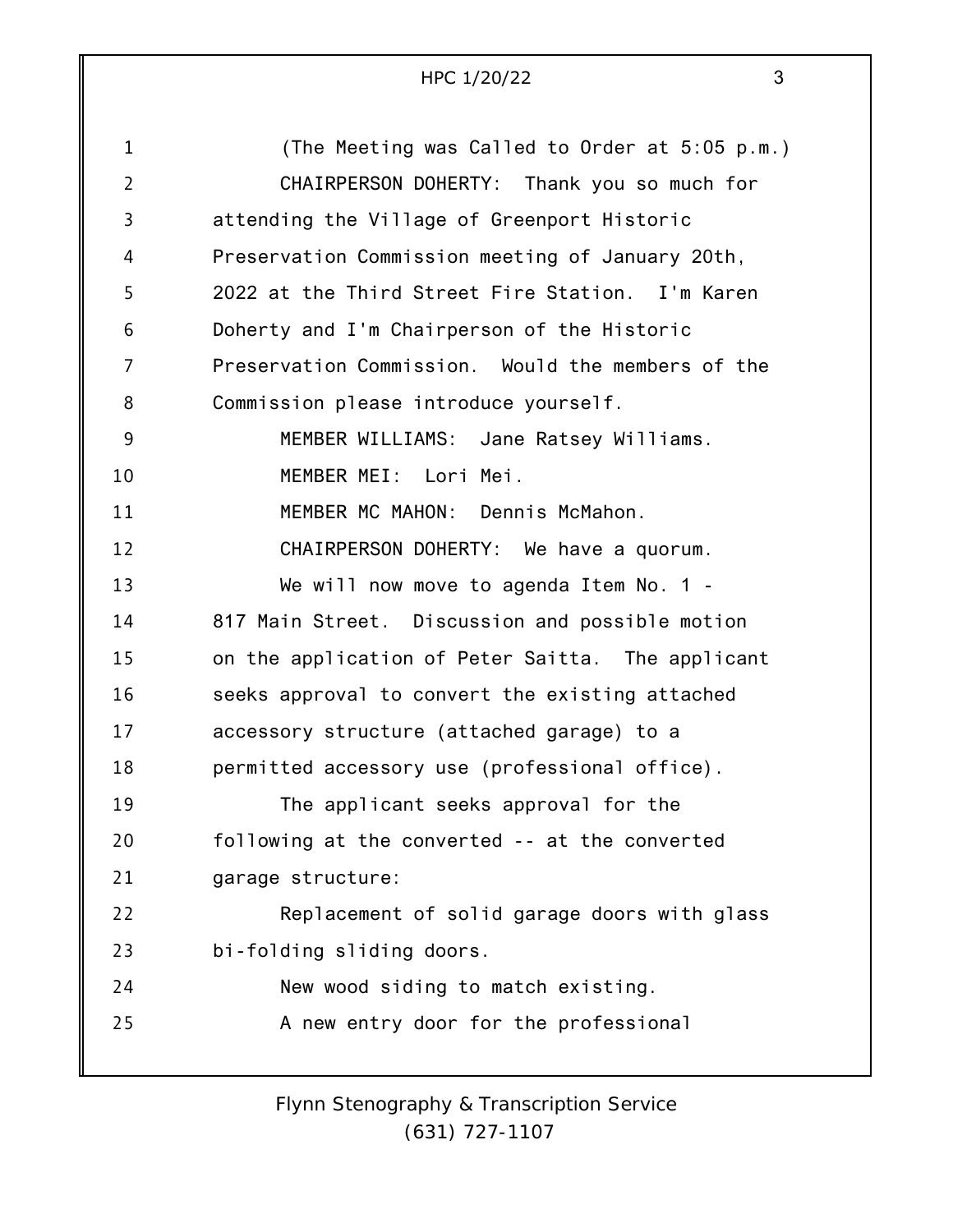(The Meeting was Called to Order at 5:05 p.m.)

CHAIRPERSON DOHERTY: Thank you so much for attending the Village of Greenport Historic Preservation Commission meeting of January 20th, 2022 at the Third Street Fire Station. I'm Karen Doherty and I'm Chairperson of the Historic Preservation Commission. Would the members of the Commission please introduce yourself.

MEMBER WILLIAMS: Jane Ratsey Williams.

MEMBER MEI: Lori Mei.

MEMBER MC MAHON: Dennis McMahon.

CHAIRPERSON DOHERTY: We have a quorum.

We will now move to agenda Item No. 1 - 817 Main Street. Discussion and possible motion on the application of Peter Saitta. The applicant seeks approval to convert the existing attached accessory structure (attached garage) to a permitted accessory use (professional office).

The applicant seeks approval for the following at the converted -- at the converted garage structure:

Replacement of solid garage doors with glass bi-folding sliding doors.

New wood siding to match existing.

A new entry door for the professional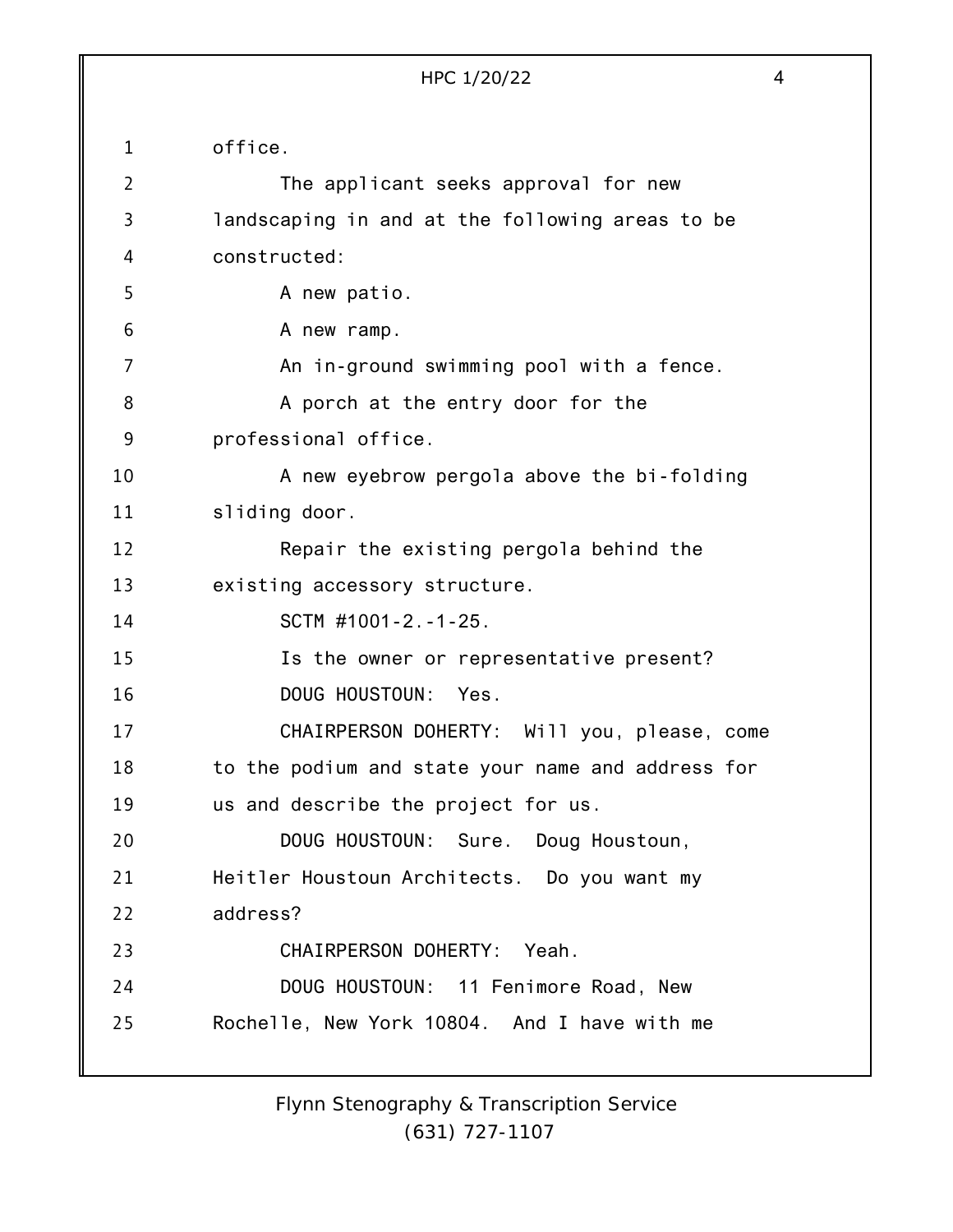office.

The applicant seeks approval for new landscaping in and at the following areas to be constructed:

A new patio.

A new ramp.

An in-ground swimming pool with a fence.

A porch at the entry door for the professional office.

A new eyebrow pergola above the bi-folding sliding door.

Repair the existing pergola behind the existing accessory structure.

SCTM #1001-2.-1-25.

Is the owner or representative present?

DOUG HOUSTOUN: Yes.

CHAIRPERSON DOHERTY: Will you, please, come to the podium and state your name and address for us and describe the project for us.

DOUG HOUSTOUN: Sure. Doug Houstoun, Heitler Houstoun Architects. Do you want my address?

CHAIRPERSON DOHERTY: Yeah.

DOUG HOUSTOUN: 11 Fenimore Road, New Rochelle, New York 10804. And I have with me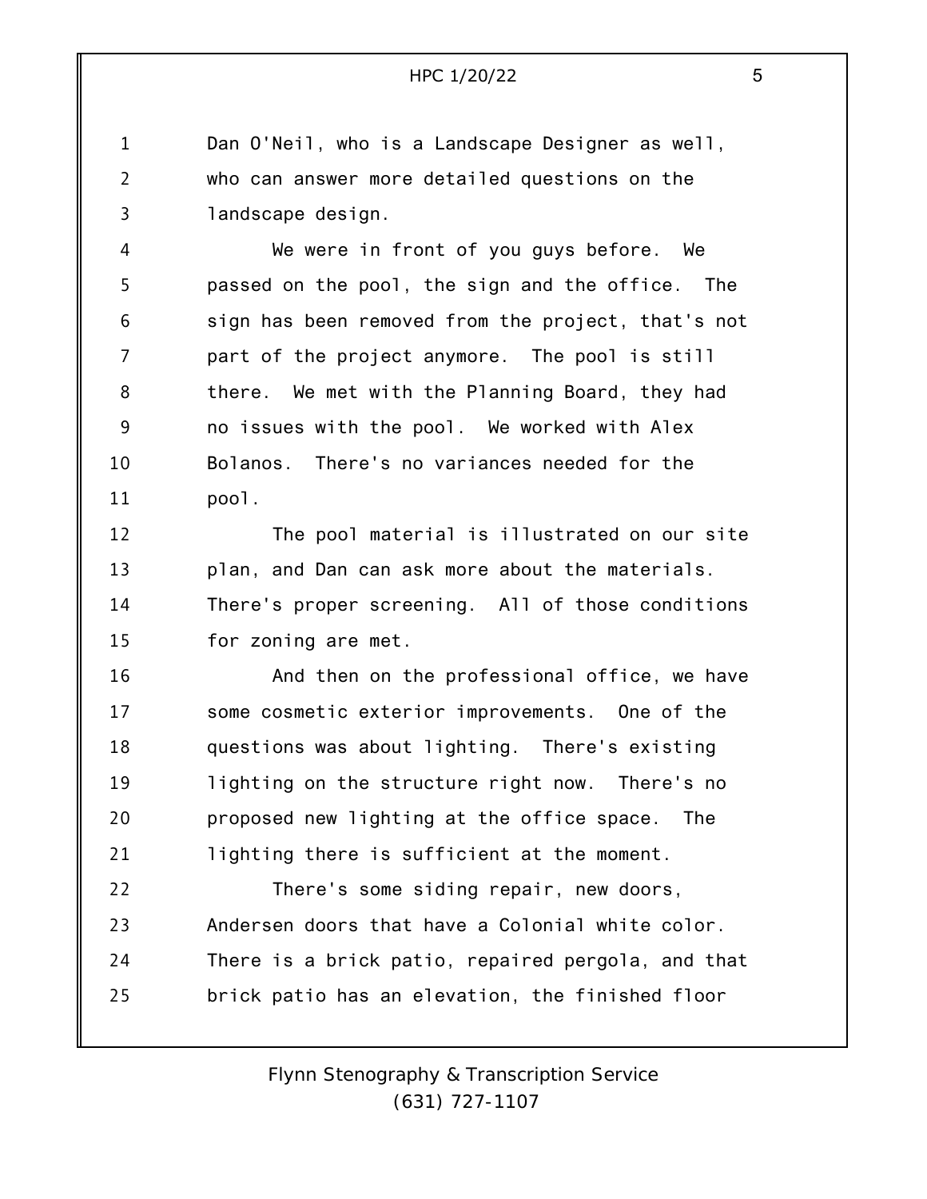Dan O'Neil, who is a Landscape Designer as well, who can answer more detailed questions on the landscape design.

We were in front of you guys before. We passed on the pool, the sign and the office. The sign has been removed from the project, that's not part of the project anymore. The pool is still there. We met with the Planning Board, they had no issues with the pool. We worked with Alex Bolanos. There's no variances needed for the pool.

The pool material is illustrated on our site plan, and Dan can ask more about the materials. There's proper screening. All of those conditions for zoning are met.

And then on the professional office, we have some cosmetic exterior improvements. One of the questions was about lighting. There's existing lighting on the structure right now. There's no proposed new lighting at the office space. The lighting there is sufficient at the moment.

There's some siding repair, new doors, Andersen doors that have a Colonial white color. There is a brick patio, repaired pergola, and that brick patio has an elevation, the finished floor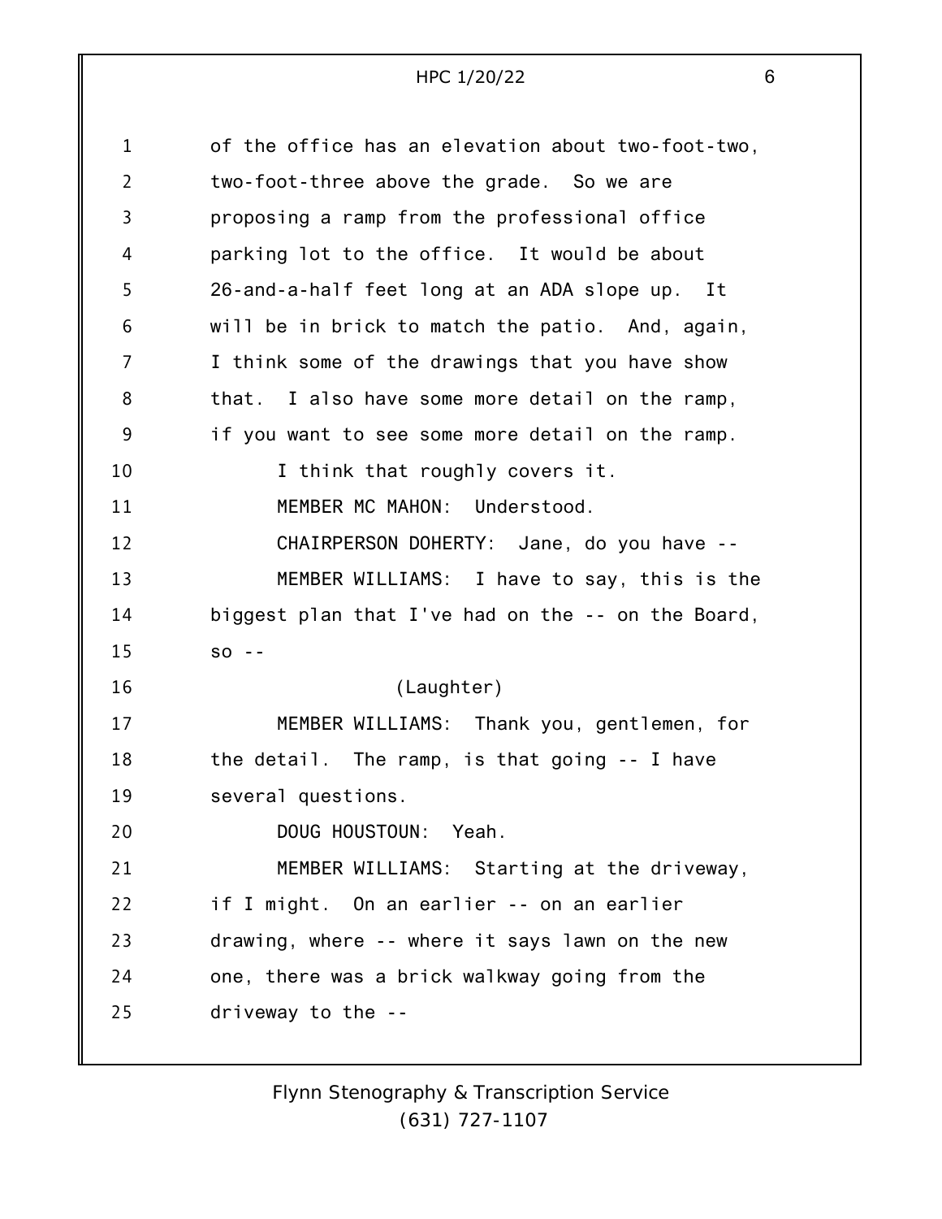of the office has an elevation about two-foot-two, two-foot-three above the grade. So we are proposing a ramp from the professional office parking lot to the office. It would be about 26-and-a-half feet long at an ADA slope up. It will be in brick to match the patio. And, again, I think some of the drawings that you have show that. I also have some more detail on the ramp, if you want to see some more detail on the ramp.

I think that roughly covers it.

MEMBER MC MAHON: Understood.

CHAIRPERSON DOHERTY: Jane, do you have --

MEMBER WILLIAMS: I have to say, this is the biggest plan that I've had on the -- on the Board, so --

(Laughter)

MEMBER WILLIAMS: Thank you, gentlemen, for the detail. The ramp, is that going -- I have several questions.

DOUG HOUSTOUN: Yeah.

MEMBER WILLIAMS: Starting at the driveway, if I might. On an earlier -- on an earlier drawing, where -- where it says lawn on the new one, there was a brick walkway going from the driveway to the --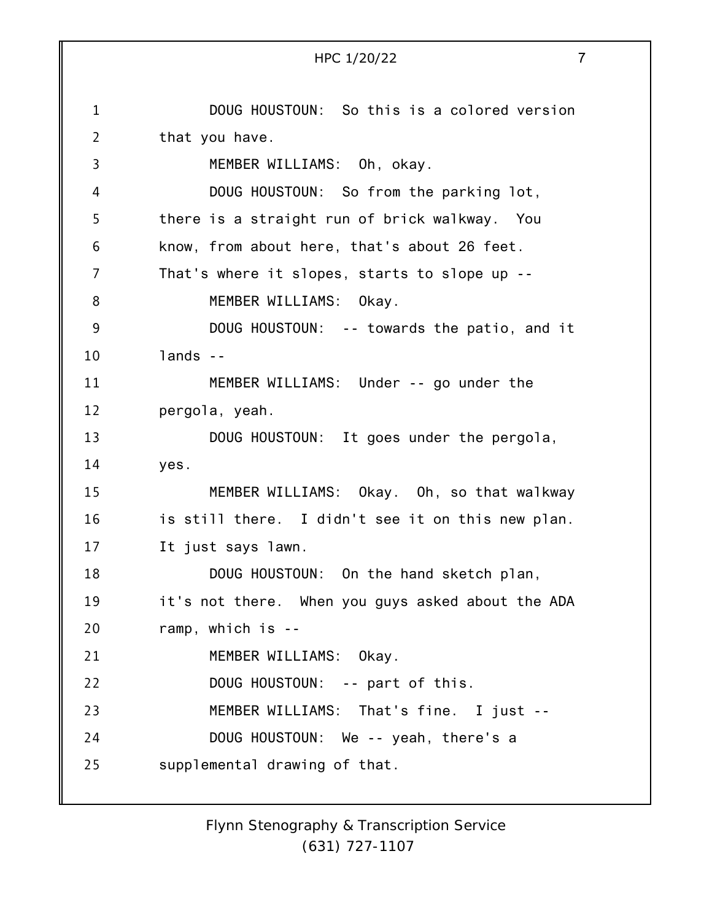DOUG HOUSTOUN: So this is a colored version that you have.

MEMBER WILLIAMS: Oh, okay.

DOUG HOUSTOUN: So from the parking lot, there is a straight run of brick walkway. You know, from about here, that's about 26 feet. That's where it slopes, starts to slope up --

MEMBER WILLIAMS: Okay.

DOUG HOUSTOUN: -- towards the patio, and it lands --

MEMBER WILLIAMS: Under -- go under the pergola, yeah.

DOUG HOUSTOUN: It goes under the pergola, yes.

MEMBER WILLIAMS: Okay. Oh, so that walkway is still there. I didn't see it on this new plan. It just says lawn.

DOUG HOUSTOUN: On the hand sketch plan, it's not there. When you guys asked about the ADA ramp, which is --

MEMBER WILLIAMS: Okay.

DOUG HOUSTOUN: -- part of this.

MEMBER WILLIAMS: That's fine. I just --

DOUG HOUSTOUN: We -- yeah, there's a supplemental drawing of that.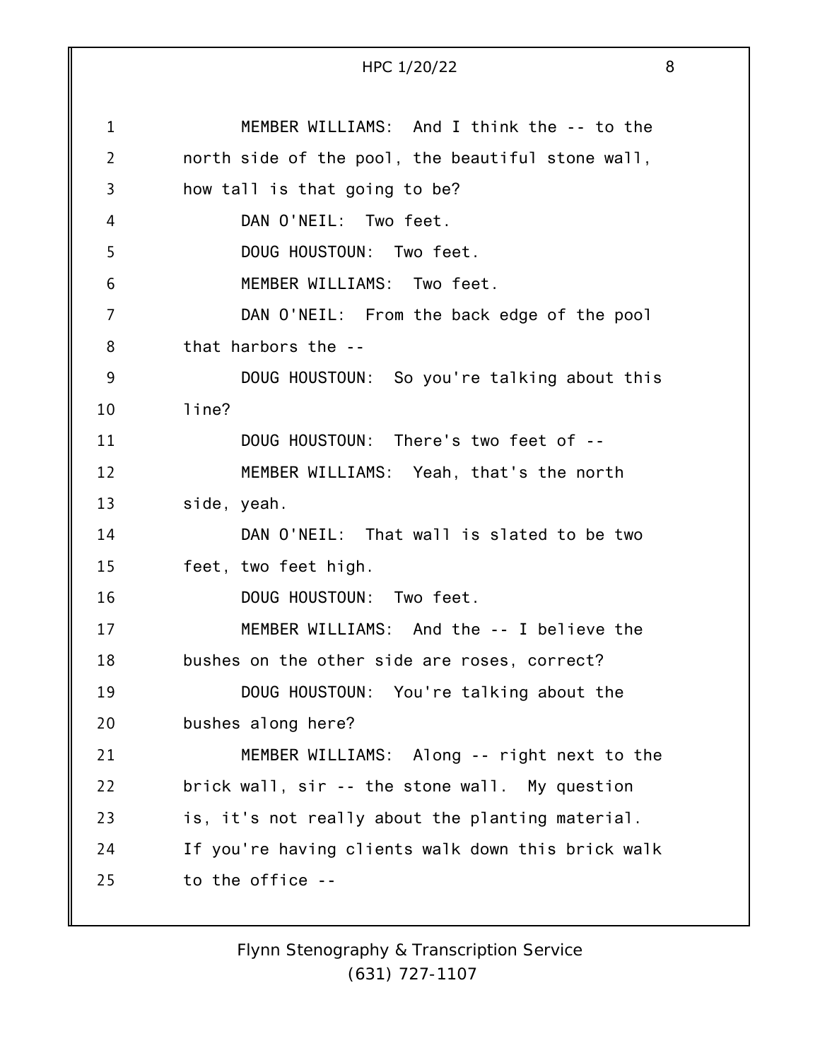MEMBER WILLIAMS: And I think the -- to the north side of the pool, the beautiful stone wall, how tall is that going to be?

DAN O'NEIL: Two feet.

DOUG HOUSTOUN: Two feet.

MEMBER WILLIAMS: Two feet.

DAN O'NEIL: From the back edge of the pool that harbors the --

DOUG HOUSTOUN: So you're talking about this line?

DOUG HOUSTOUN: There's two feet of --

MEMBER WILLIAMS: Yeah, that's the north side, yeah.

DAN O'NEIL: That wall is slated to be two feet, two feet high.

DOUG HOUSTOUN: Two feet.

MEMBER WILLIAMS: And the -- I believe the bushes on the other side are roses, correct?

DOUG HOUSTOUN: You're talking about the bushes along here?

MEMBER WILLIAMS: Along -- right next to the brick wall, sir -- the stone wall. My question is, it's not really about the planting material. If you're having clients walk down this brick walk to the office --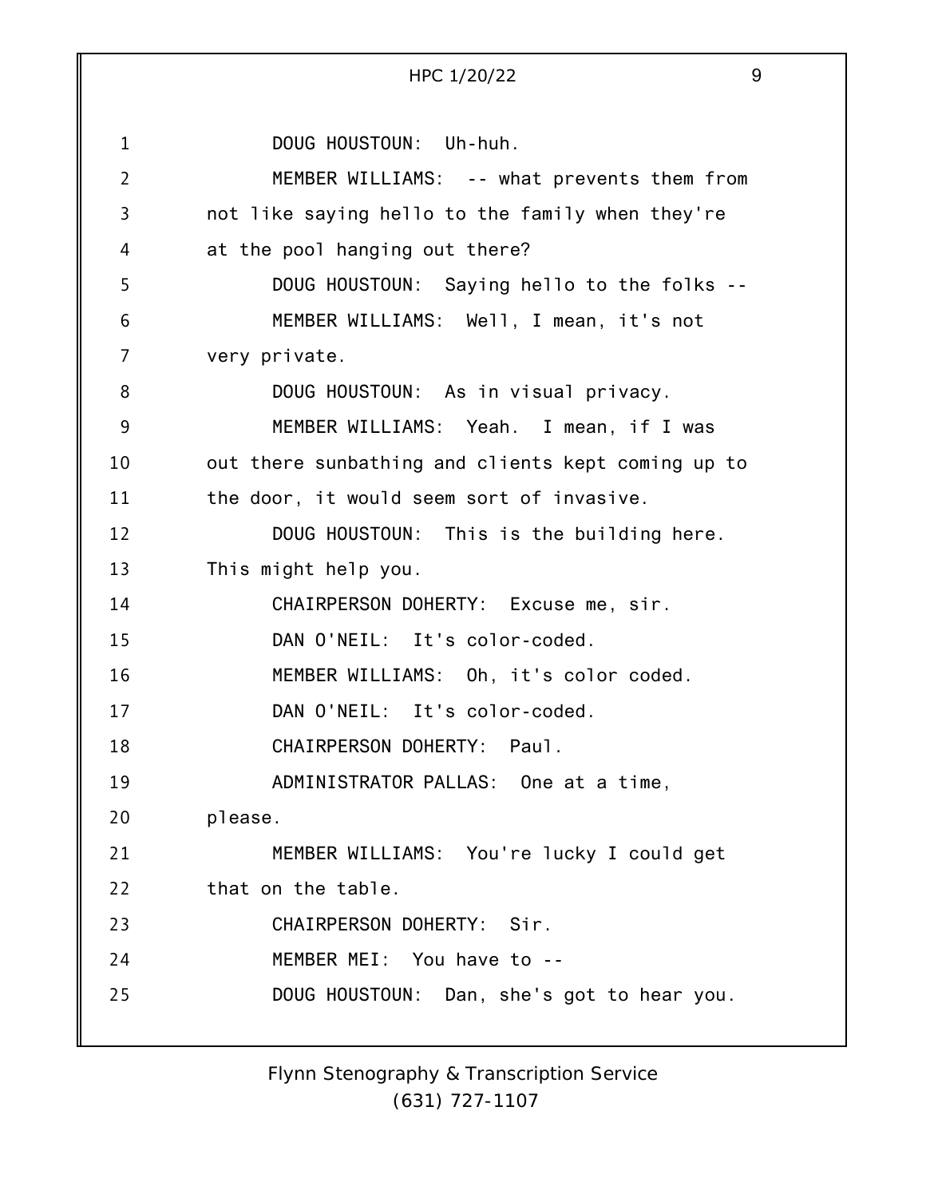DOUG HOUSTOUN: Uh-huh.

MEMBER WILLIAMS: -- what prevents them from not like saying hello to the family when they're at the pool hanging out there?

DOUG HOUSTOUN: Saying hello to the folks --

MEMBER WILLIAMS: Well, I mean, it's not very private.

DOUG HOUSTOUN: As in visual privacy.

MEMBER WILLIAMS: Yeah. I mean, if I was out there sunbathing and clients kept coming up to the door, it would seem sort of invasive.

DOUG HOUSTOUN: This is the building here. This might help you.

CHAIRPERSON DOHERTY: Excuse me, sir.

DAN O'NEIL: It's color-coded.

MEMBER WILLIAMS: Oh, it's color coded.

DAN O'NEIL: It's color-coded.

CHAIRPERSON DOHERTY: Paul.

ADMINISTRATOR PALLAS: One at a time, please.

MEMBER WILLIAMS: You're lucky I could get that on the table.

CHAIRPERSON DOHERTY: Sir.

MEMBER MEI: You have to --

DOUG HOUSTOUN: Dan, she's got to hear you.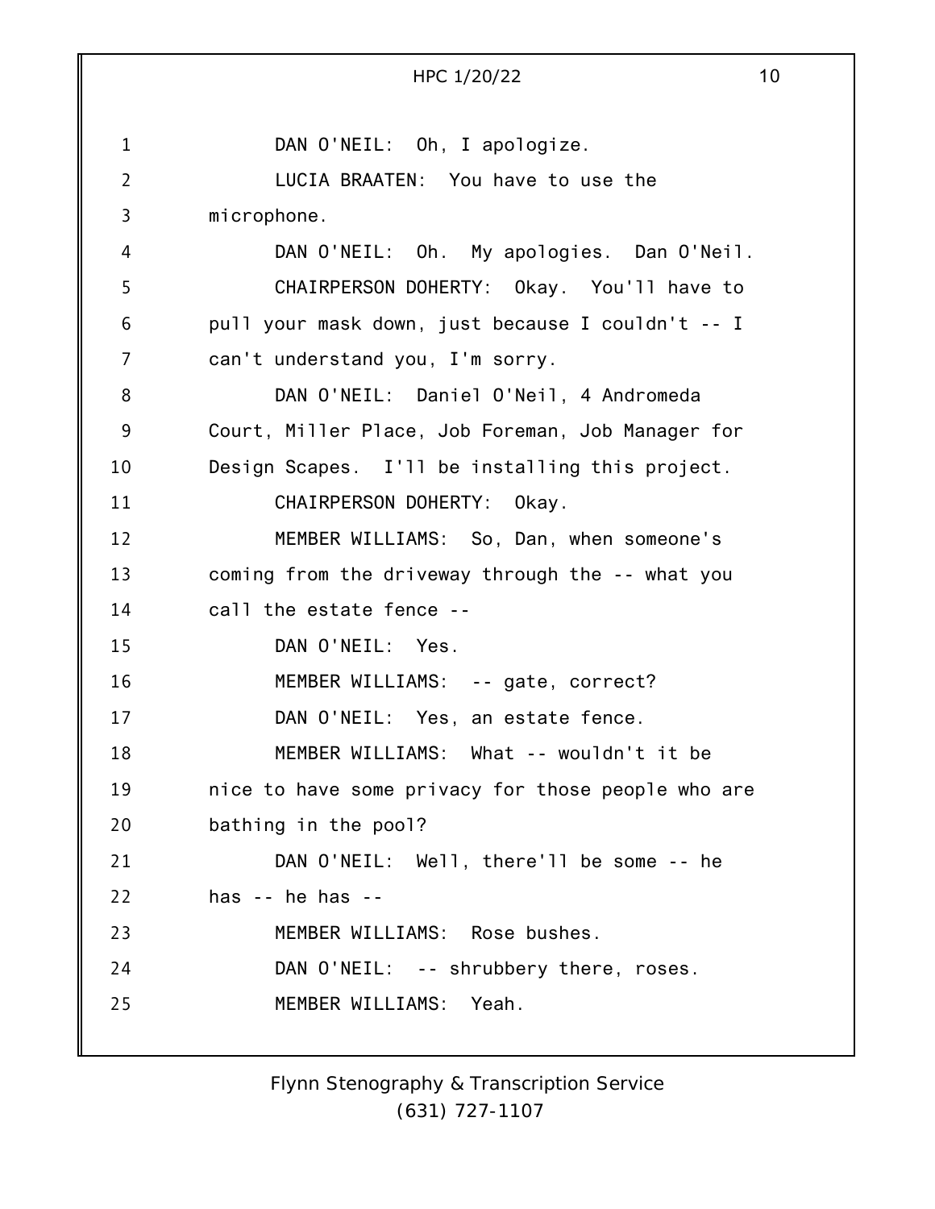DAN O'NEIL: Oh, I apologize.

LUCIA BRAATEN: You have to use the microphone.

DAN O'NEIL: Oh. My apologies. Dan O'Neil.

CHAIRPERSON DOHERTY: Okay. You'll have to pull your mask down, just because I couldn't -- I can't understand you, I'm sorry.

DAN O'NEIL: Daniel O'Neil, 4 Andromeda Court, Miller Place, Job Foreman, Job Manager for Design Scapes. I'll be installing this project.

CHAIRPERSON DOHERTY: Okay.

MEMBER WILLIAMS: So, Dan, when someone's coming from the driveway through the -- what you call the estate fence --

DAN O'NEIL: Yes.

MEMBER WILLIAMS: -- gate, correct?

DAN O'NEIL: Yes, an estate fence.

MEMBER WILLIAMS: What -- wouldn't it be nice to have some privacy for those people who are bathing in the pool?

DAN O'NEIL: Well, there'll be some -- he has -- he has --

MEMBER WILLIAMS: Rose bushes.

DAN O'NEIL: -- shrubbery there, roses.

MEMBER WILLIAMS: Yeah.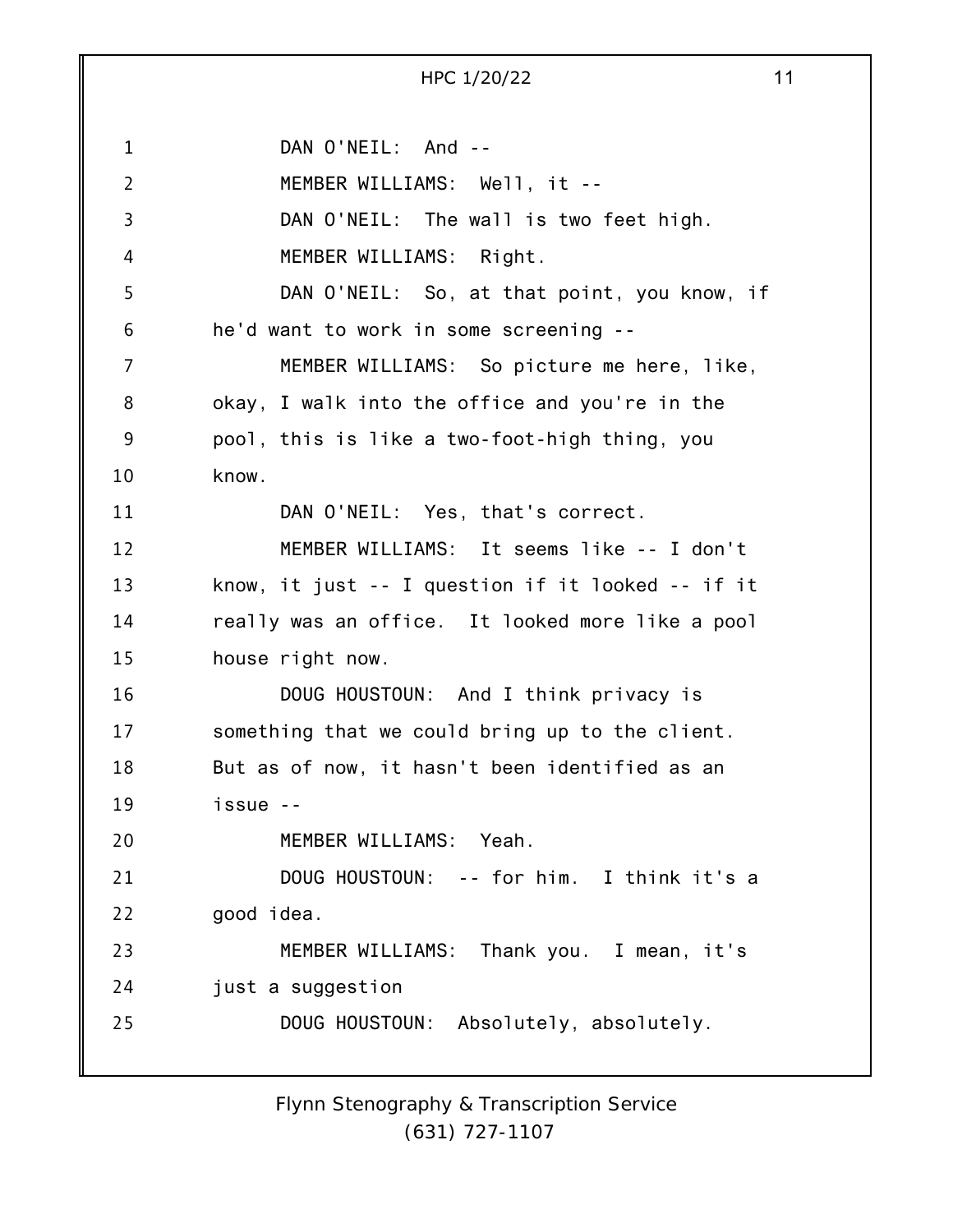DAN O'NEIL: And --

MEMBER WILLIAMS: Well, it --

DAN O'NEIL: The wall is two feet high.

MEMBER WILLIAMS: Right.

DAN O'NEIL: So, at that point, you know, if he'd want to work in some screening --

MEMBER WILLIAMS: So picture me here, like, okay, I walk into the office and you're in the pool, this is like a two-foot-high thing, you know.

DAN O'NEIL: Yes, that's correct.

MEMBER WILLIAMS: It seems like -- I don't know, it just -- I question if it looked -- if it really was an office. It looked more like a pool house right now.

DOUG HOUSTOUN: And I think privacy is something that we could bring up to the client. But as of now, it hasn't been identified as an issue --

MEMBER WILLIAMS: Yeah.

DOUG HOUSTOUN: -- for him. I think it's a good idea.

MEMBER WILLIAMS: Thank you. I mean, it's just a suggestion

DOUG HOUSTOUN: Absolutely, absolutely.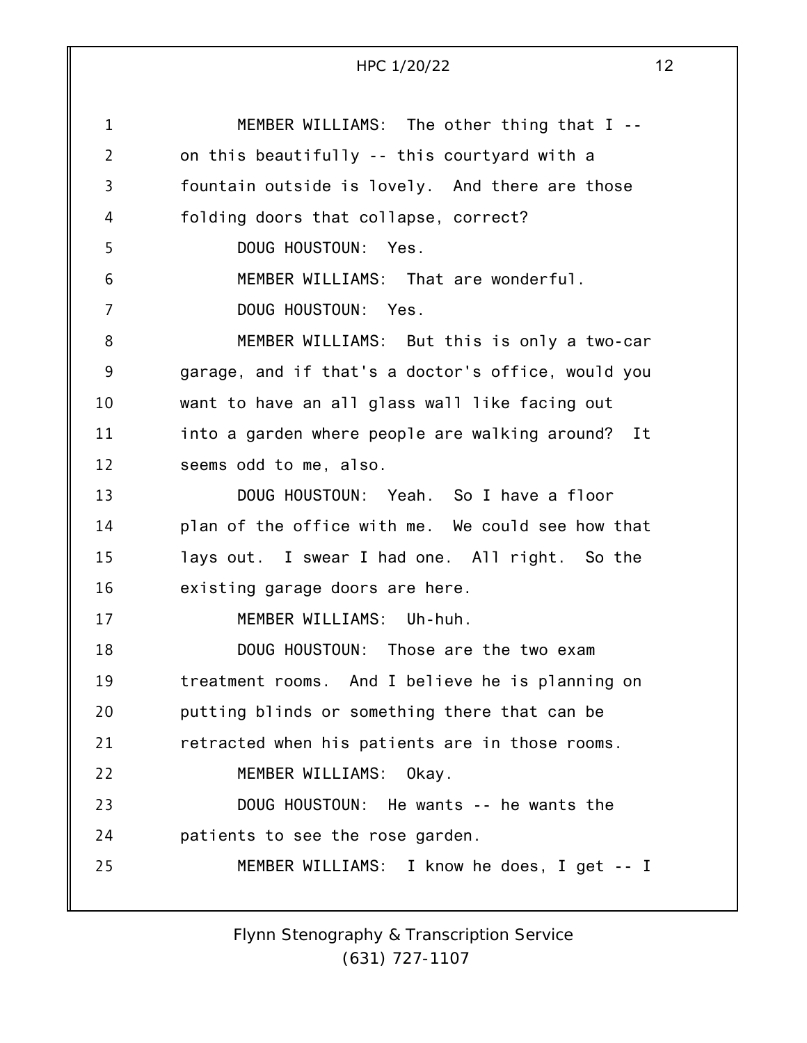MEMBER WILLIAMS: The other thing that I -- on this beautifully -- this courtyard with a fountain outside is lovely. And there are those folding doors that collapse, correct?

DOUG HOUSTOUN: Yes.

MEMBER WILLIAMS: That are wonderful.

DOUG HOUSTOUN: Yes.

MEMBER WILLIAMS: But this is only a two-car garage, and if that's a doctor's office, would you want to have an all glass wall like facing out into a garden where people are walking around? It seems odd to me, also.

DOUG HOUSTOUN: Yeah. So I have a floor plan of the office with me. We could see how that lays out. I swear I had one. All right. So the existing garage doors are here.

MEMBER WILLIAMS: Uh-huh.

DOUG HOUSTOUN: Those are the two exam treatment rooms. And I believe he is planning on putting blinds or something there that can be retracted when his patients are in those rooms.

MEMBER WILLIAMS: Okay.

DOUG HOUSTOUN: He wants -- he wants the patients to see the rose garden.

MEMBER WILLIAMS: I know he does, I get -- I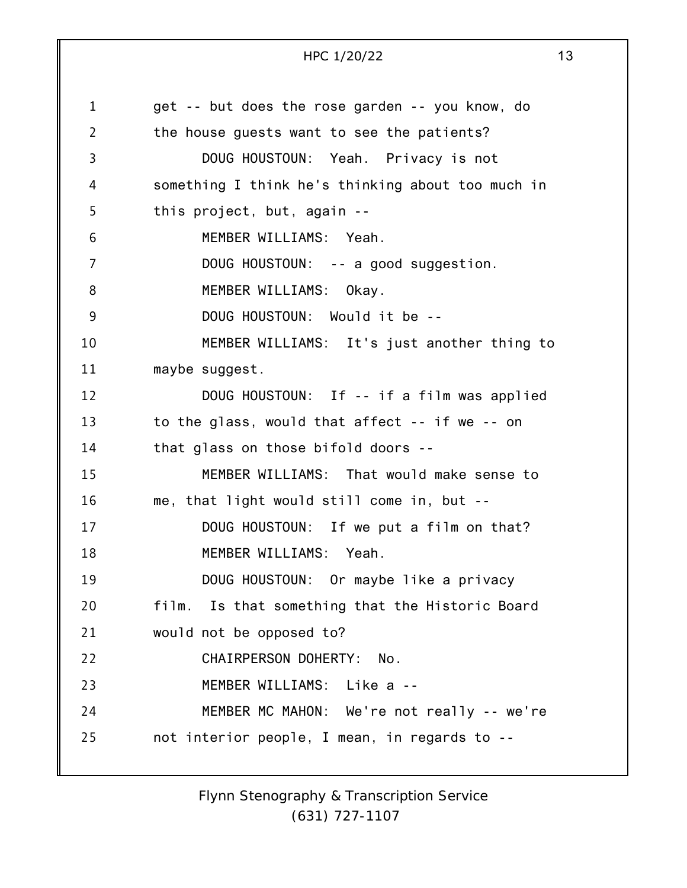get -- but does the rose garden -- you know, do the house guests want to see the patients?

DOUG HOUSTOUN: Yeah. Privacy is not something I think he's thinking about too much in this project, but, again --

MEMBER WILLIAMS: Yeah.

DOUG HOUSTOUN: -- a good suggestion.

MEMBER WILLIAMS: Okay.

DOUG HOUSTOUN: Would it be --

MEMBER WILLIAMS: It's just another thing to maybe suggest.

DOUG HOUSTOUN: If -- if a film was applied to the glass, would that affect -- if we -- on that glass on those bifold doors --

MEMBER WILLIAMS: That would make sense to me, that light would still come in, but --

DOUG HOUSTOUN: If we put a film on that?

MEMBER WILLIAMS: Yeah.

DOUG HOUSTOUN: Or maybe like a privacy film. Is that something that the Historic Board would not be opposed to?

CHAIRPERSON DOHERTY: No.

MEMBER WILLIAMS: Like a --

MEMBER MC MAHON: We're not really -- we're not interior people, I mean, in regards to --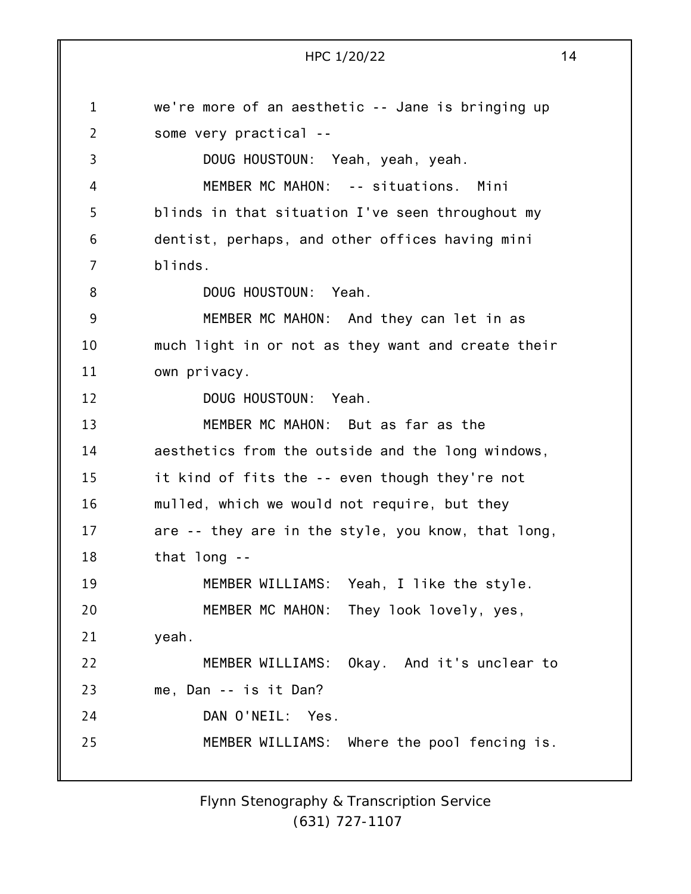we're more of an aesthetic -- Jane is bringing up some very practical --

DOUG HOUSTOUN: Yeah, yeah, yeah.

MEMBER MC MAHON: -- situations. Mini blinds in that situation I've seen throughout my dentist, perhaps, and other offices having mini blinds.

DOUG HOUSTOUN: Yeah.

MEMBER MC MAHON: And they can let in as much light in or not as they want and create their own privacy.

DOUG HOUSTOUN: Yeah.

MEMBER MC MAHON: But as far as the aesthetics from the outside and the long windows, it kind of fits the -- even though they're not mulled, which we would not require, but they are -- they are in the style, you know, that long, that long --

MEMBER WILLIAMS: Yeah, I like the style.

MEMBER MC MAHON: They look lovely, yes, yeah.

MEMBER WILLIAMS: Okay. And it's unclear to me, Dan -- is it Dan?

DAN O'NEIL: Yes.

MEMBER WILLIAMS: Where the pool fencing is.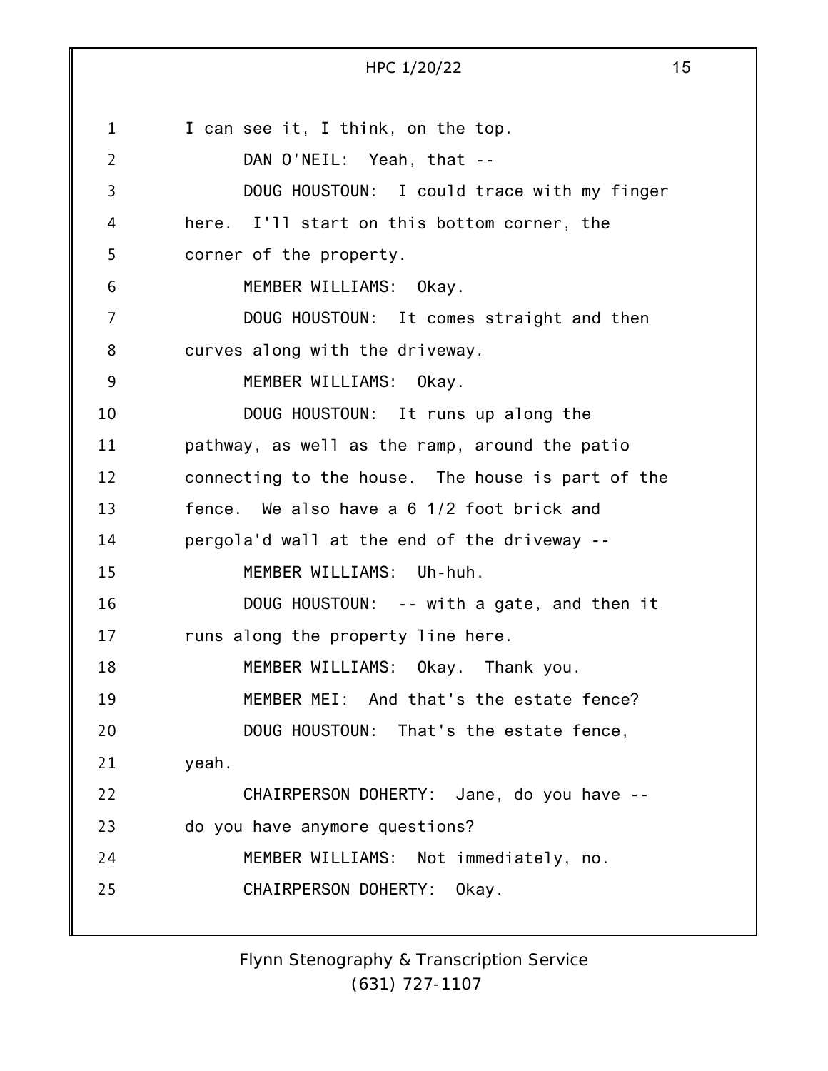I can see it, I think, on the top.

DAN O'NEIL: Yeah, that --

DOUG HOUSTOUN: I could trace with my finger here. I'll start on this bottom corner, the corner of the property.

MEMBER WILLIAMS: Okay.

DOUG HOUSTOUN: It comes straight and then curves along with the driveway.

MEMBER WILLIAMS: Okay.

DOUG HOUSTOUN: It runs up along the pathway, as well as the ramp, around the patio connecting to the house. The house is part of the fence. We also have a 6 1/2 foot brick and pergola'd wall at the end of the driveway --

MEMBER WILLIAMS: Uh-huh.

DOUG HOUSTOUN: -- with a gate, and then it runs along the property line here.

MEMBER WILLIAMS: Okay. Thank you.

MEMBER MEI: And that's the estate fence?

DOUG HOUSTOUN: That's the estate fence, yeah.

CHAIRPERSON DOHERTY: Jane, do you have -- do you have anymore questions?

MEMBER WILLIAMS: Not immediately, no.

CHAIRPERSON DOHERTY: Okay.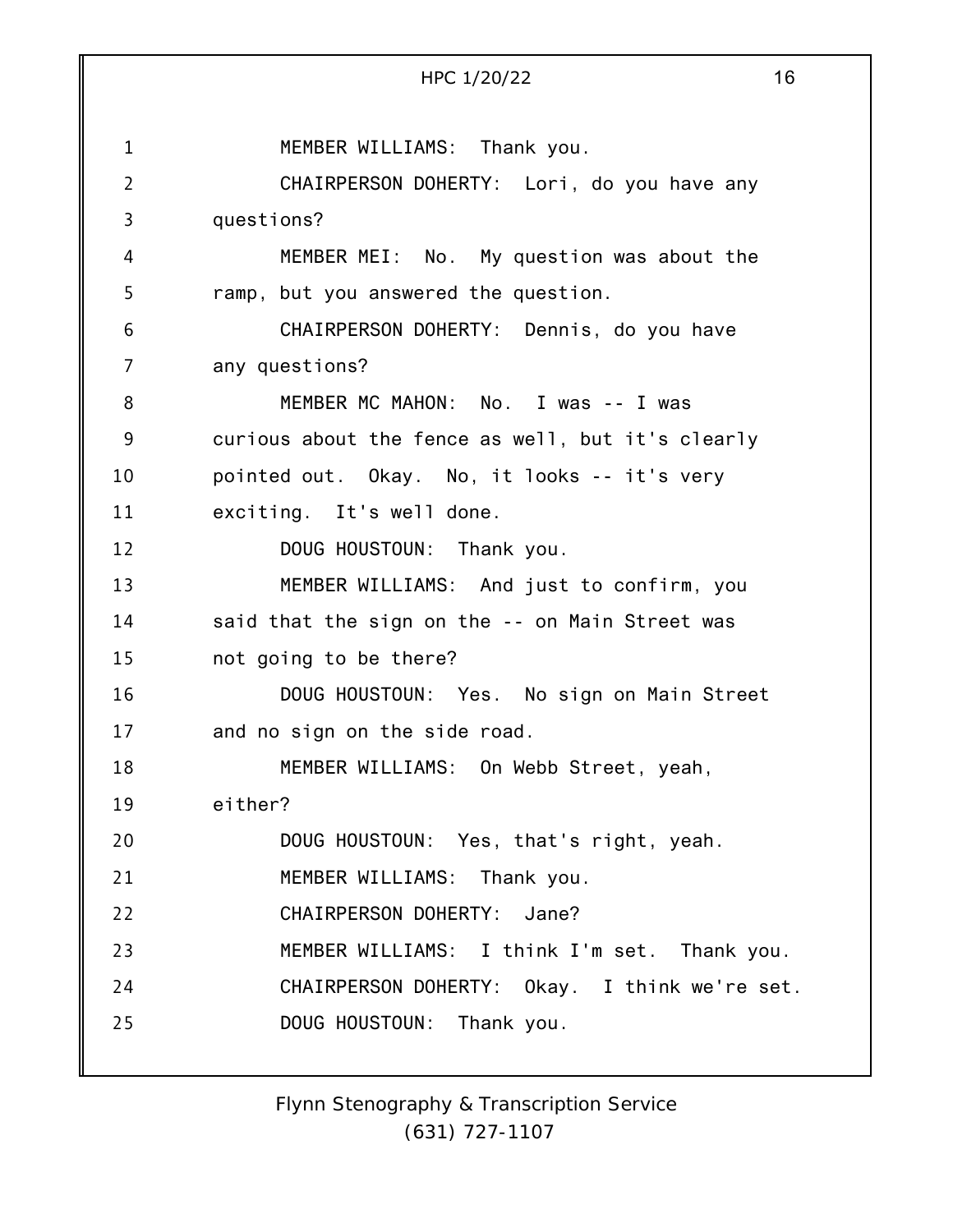MEMBER WILLIAMS: Thank you.

CHAIRPERSON DOHERTY: Lori, do you have any questions?

MEMBER MEI: No. My question was about the ramp, but you answered the question.

CHAIRPERSON DOHERTY: Dennis, do you have any questions?

MEMBER MC MAHON: No. I was -- I was curious about the fence as well, but it's clearly pointed out. Okay. No, it looks -- it's very exciting. It's well done.

DOUG HOUSTOUN: Thank you.

MEMBER WILLIAMS: And just to confirm, you said that the sign on the -- on Main Street was not going to be there?

DOUG HOUSTOUN: Yes. No sign on Main Street and no sign on the side road.

MEMBER WILLIAMS: On Webb Street, yeah, either?

DOUG HOUSTOUN: Yes, that's right, yeah.

MEMBER WILLIAMS: Thank you.

CHAIRPERSON DOHERTY: Jane?

MEMBER WILLIAMS: I think I'm set. Thank you.

CHAIRPERSON DOHERTY: Okay. I think we're set.

DOUG HOUSTOUN: Thank you.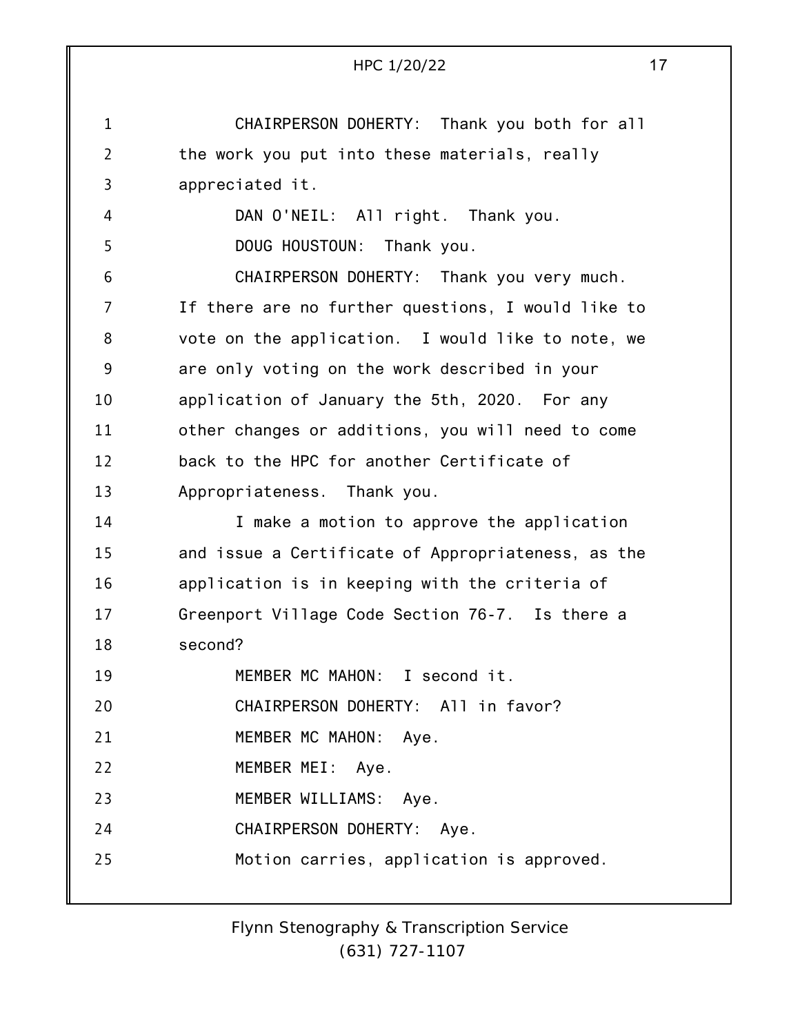CHAIRPERSON DOHERTY: Thank you both for all the work you put into these materials, really appreciated it.

DAN O'NEIL: All right. Thank you.

DOUG HOUSTOUN: Thank you.

CHAIRPERSON DOHERTY: Thank you very much. If there are no further questions, I would like to vote on the application. I would like to note, we are only voting on the work described in your application of January the 5th, 2020. For any other changes or additions, you will need to come back to the HPC for another Certificate of Appropriateness. Thank you.

I make a motion to approve the application and issue a Certificate of Appropriateness, as the application is in keeping with the criteria of Greenport Village Code Section 76-7. Is there a second?

MEMBER MC MAHON: I second it.

CHAIRPERSON DOHERTY: All in favor?

MEMBER MC MAHON: Aye.

MEMBER MEI: Aye.

MEMBER WILLIAMS: Aye.

CHAIRPERSON DOHERTY: Aye.

Motion carries, application is approved.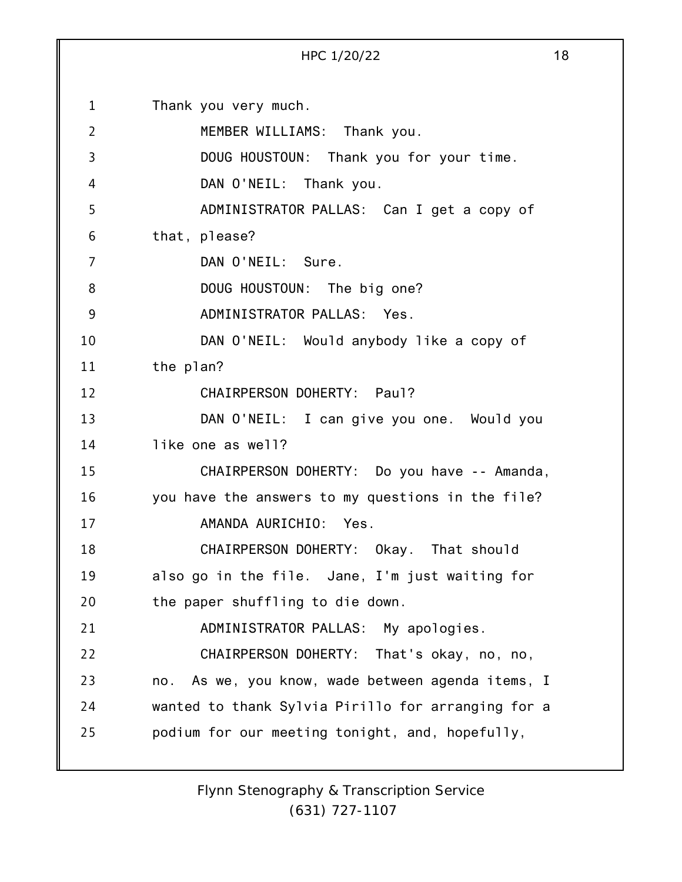Thank you very much.

MEMBER WILLIAMS: Thank you.

DOUG HOUSTOUN: Thank you for your time.

DAN O'NEIL: Thank you.

ADMINISTRATOR PALLAS: Can I get a copy of that, please?

DAN O'NEIL: Sure.

DOUG HOUSTOUN: The big one?

ADMINISTRATOR PALLAS: Yes.

DAN O'NEIL: Would anybody like a copy of the plan?

CHAIRPERSON DOHERTY: Paul?

DAN O'NEIL: I can give you one. Would you like one as well?

CHAIRPERSON DOHERTY: Do you have -- Amanda, you have the answers to my questions in the file?

AMANDA AURICHIO: Yes.

CHAIRPERSON DOHERTY: Okay. That should also go in the file. Jane, I'm just waiting for the paper shuffling to die down.

ADMINISTRATOR PALLAS: My apologies.

CHAIRPERSON DOHERTY: That's okay, no, no, no. As we, you know, wade between agenda items, I wanted to thank Sylvia Pirillo for arranging for a podium for our meeting tonight, and, hopefully,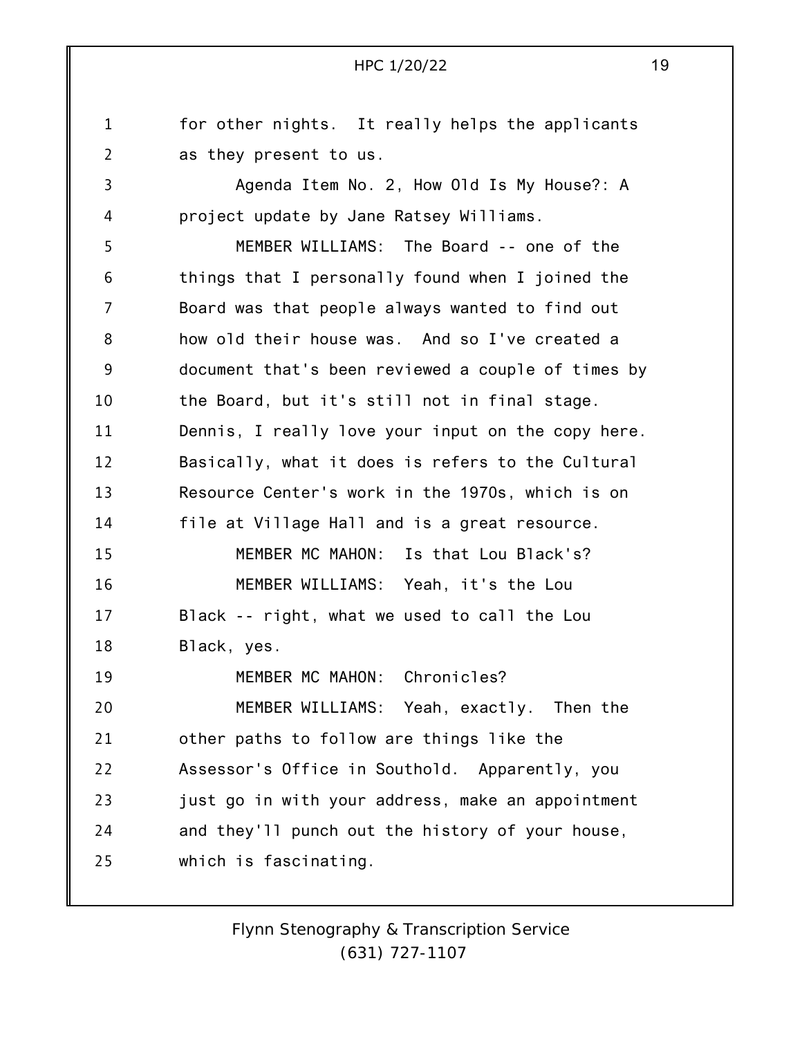for other nights. It really helps the applicants as they present to us.

Agenda Item No. 2, How Old Is My House?: A project update by Jane Ratsey Williams.

MEMBER WILLIAMS: The Board -- one of the things that I personally found when I joined the Board was that people always wanted to find out how old their house was. And so I've created a document that's been reviewed a couple of times by the Board, but it's still not in final stage. Dennis, I really love your input on the copy here. Basically, what it does is refers to the Cultural Resource Center's work in the 1970s, which is on file at Village Hall and is a great resource.

MEMBER MC MAHON: Is that Lou Black's?

MEMBER WILLIAMS: Yeah, it's the Lou Black -- right, what we used to call the Lou Black, yes.

MEMBER MC MAHON: Chronicles?

MEMBER WILLIAMS: Yeah, exactly. Then the other paths to follow are things like the Assessor's Office in Southold. Apparently, you just go in with your address, make an appointment and they'll punch out the history of your house, which is fascinating.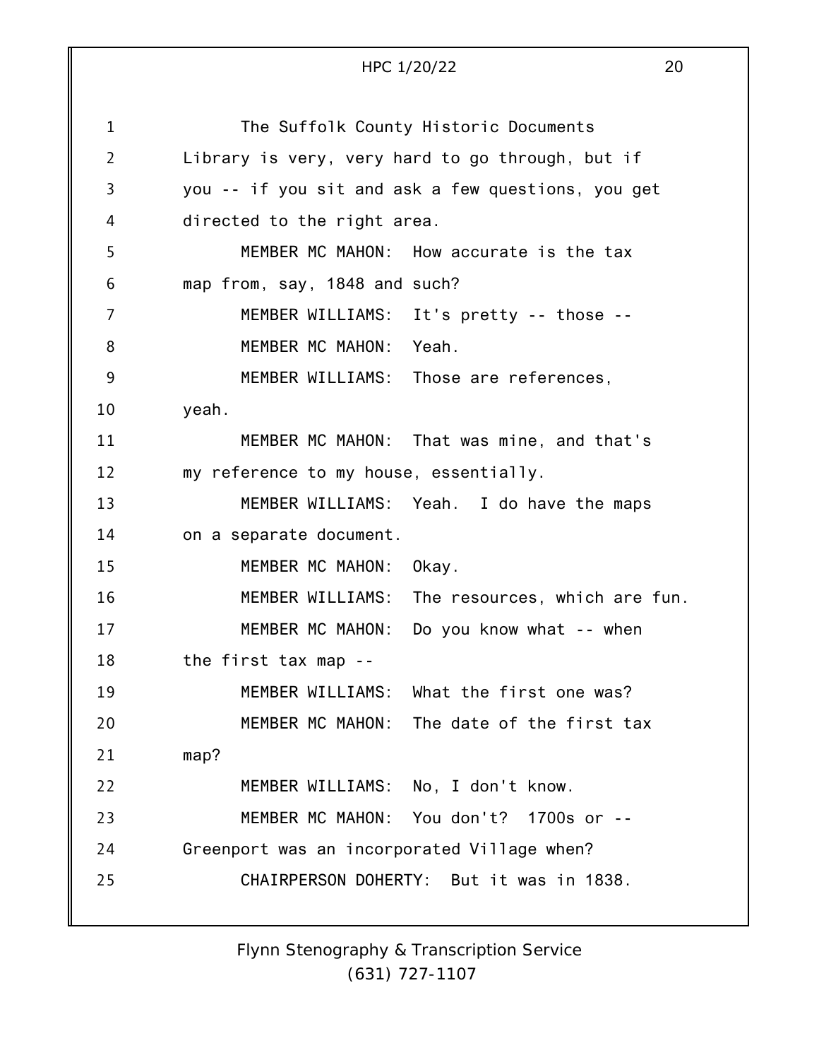The Suffolk County Historic Documents Library is very, very hard to go through, but if you -- if you sit and ask a few questions, you get directed to the right area.

MEMBER MC MAHON: How accurate is the tax map from, say, 1848 and such?

MEMBER WILLIAMS: It's pretty -- those --

MEMBER MC MAHON: Yeah.

MEMBER WILLIAMS: Those are references, yeah.

MEMBER MC MAHON: That was mine, and that's my reference to my house, essentially.

MEMBER WILLIAMS: Yeah. I do have the maps on a separate document.

MEMBER MC MAHON: Okay.

MEMBER WILLIAMS: The resources, which are fun.

MEMBER MC MAHON: Do you know what -- when the first tax map --

MEMBER WILLIAMS: What the first one was?

MEMBER MC MAHON: The date of the first tax map?

MEMBER WILLIAMS: No, I don't know.

MEMBER MC MAHON: You don't? 1700s or -- Greenport was an incorporated Village when?

CHAIRPERSON DOHERTY: But it was in 1838.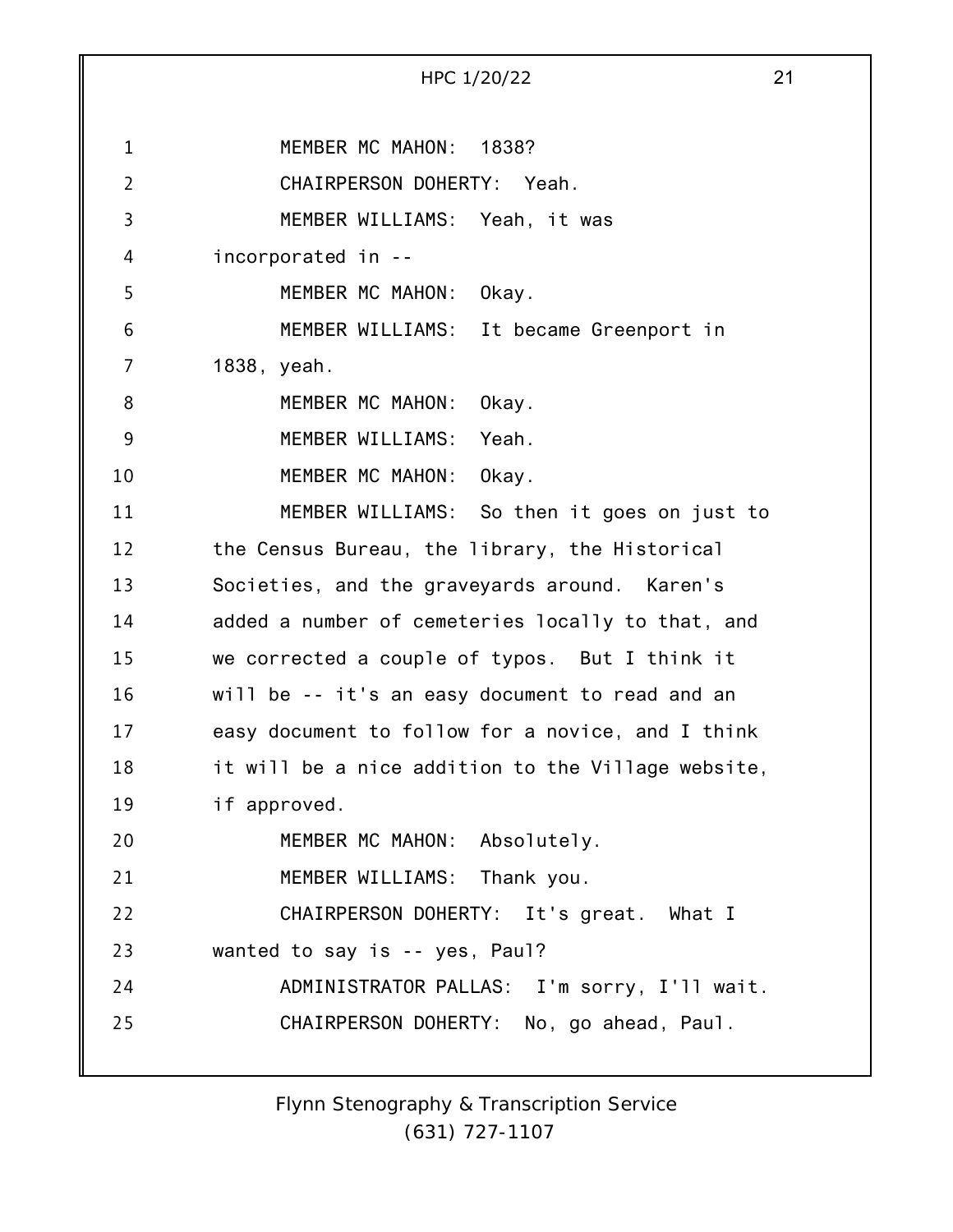MEMBER MC MAHON: 1838?

CHAIRPERSON DOHERTY: Yeah.

MEMBER WILLIAMS: Yeah, it was incorporated in --

MEMBER MC MAHON: Okay.

MEMBER WILLIAMS: It became Greenport in 1838, yeah.

MEMBER MC MAHON: Okay.

MEMBER WILLIAMS: Yeah.

MEMBER MC MAHON: Okay.

MEMBER WILLIAMS: So then it goes on just to the Census Bureau, the library, the Historical Societies, and the graveyards around. Karen's added a number of cemeteries locally to that, and we corrected a couple of typos. But I think it will be -- it's an easy document to read and an easy document to follow for a novice, and I think it will be a nice addition to the Village website, if approved.

MEMBER MC MAHON: Absolutely.

MEMBER WILLIAMS: Thank you.

CHAIRPERSON DOHERTY: It's great. What I wanted to say is -- yes, Paul?

ADMINISTRATOR PALLAS: I'm sorry, I'll wait.

CHAIRPERSON DOHERTY: No, go ahead, Paul.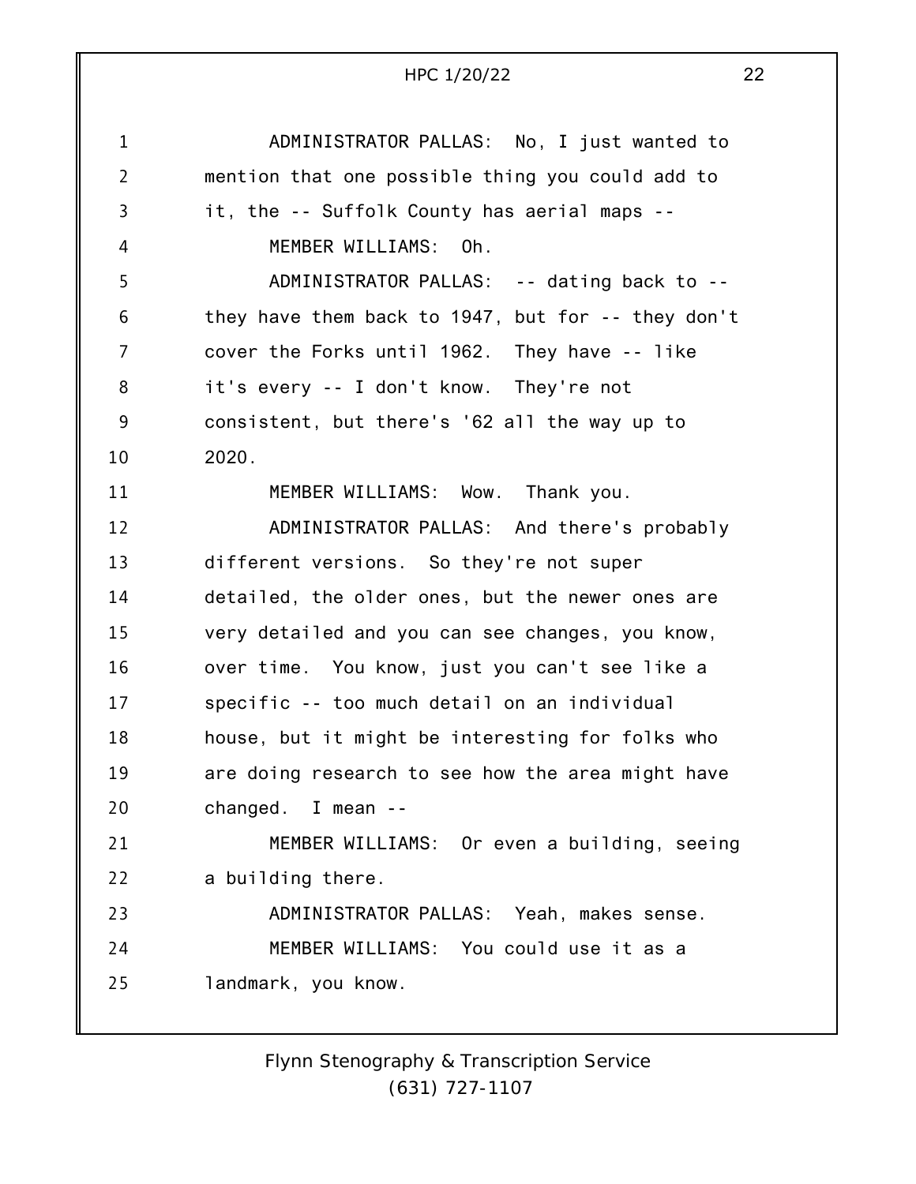ADMINISTRATOR PALLAS: No, I just wanted to mention that one possible thing you could add to it, the -- Suffolk County has aerial maps --

MEMBER WILLIAMS: Oh.

ADMINISTRATOR PALLAS: -- dating back to -- they have them back to 1947, but for -- they don't cover the Forks until 1962. They have -- like it's every -- I don't know. They're not consistent, but there's '62 all the way up to 2020.

MEMBER WILLIAMS: Wow. Thank you.

ADMINISTRATOR PALLAS: And there's probably different versions. So they're not super detailed, the older ones, but the newer ones are very detailed and you can see changes, you know, over time. You know, just you can't see like a specific -- too much detail on an individual house, but it might be interesting for folks who are doing research to see how the area might have changed. I mean --

MEMBER WILLIAMS: Or even a building, seeing a building there.

ADMINISTRATOR PALLAS: Yeah, makes sense.

MEMBER WILLIAMS: You could use it as a landmark, you know.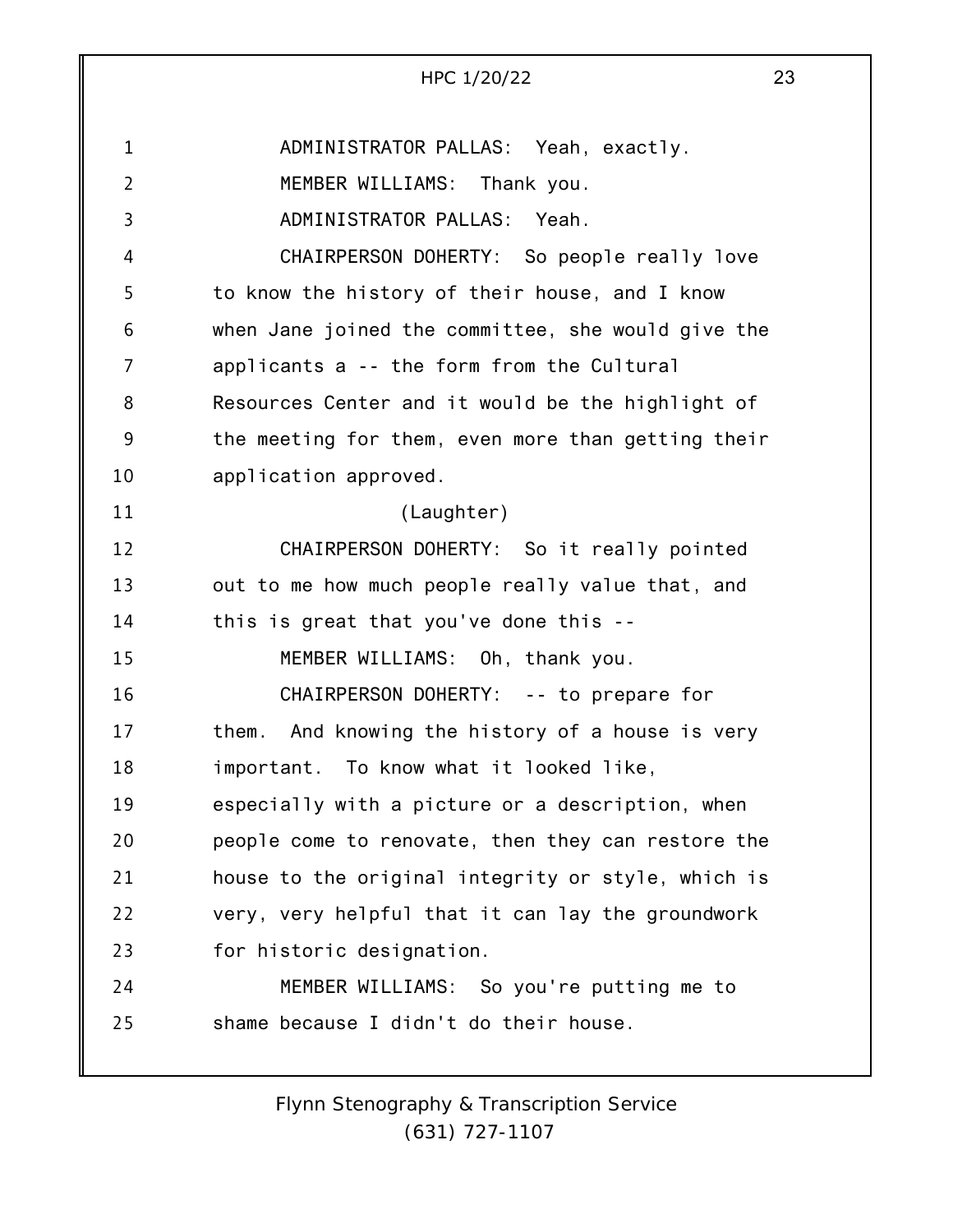ADMINISTRATOR PALLAS: Yeah, exactly.

MEMBER WILLIAMS: Thank you.

ADMINISTRATOR PALLAS: Yeah.

CHAIRPERSON DOHERTY: So people really love to know the history of their house, and I know when Jane joined the committee, she would give the applicants a -- the form from the Cultural Resources Center and it would be the highlight of the meeting for them, even more than getting their application approved.

(Laughter)

CHAIRPERSON DOHERTY: So it really pointed out to me how much people really value that, and this is great that you've done this --

MEMBER WILLIAMS: Oh, thank you.

CHAIRPERSON DOHERTY: -- to prepare for them. And knowing the history of a house is very important. To know what it looked like, especially with a picture or a description, when people come to renovate, then they can restore the house to the original integrity or style, which is very, very helpful that it can lay the groundwork for historic designation.

MEMBER WILLIAMS: So you're putting me to shame because I didn't do their house.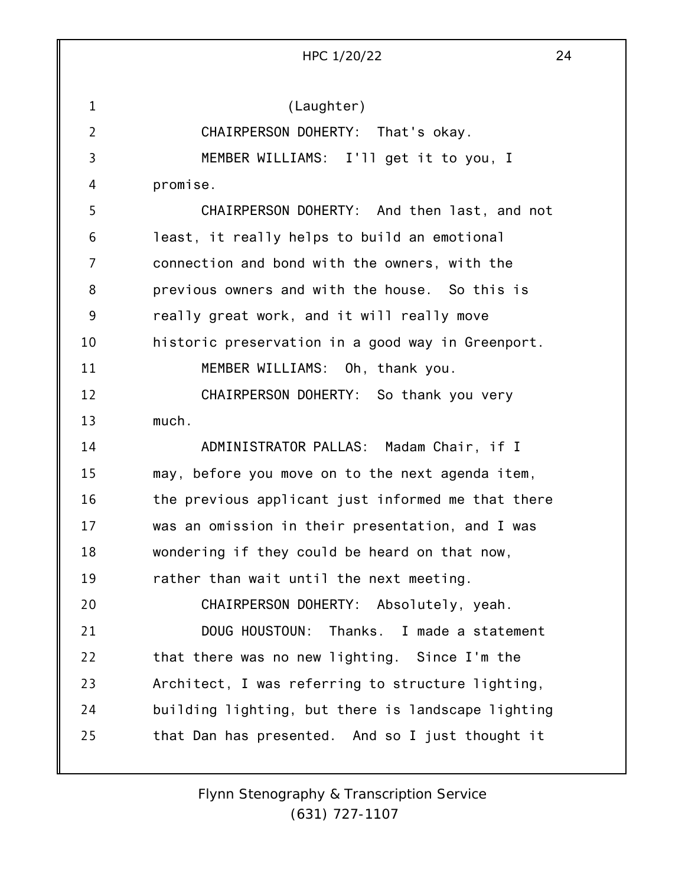(Laughter)

CHAIRPERSON DOHERTY: That's okay.

MEMBER WILLIAMS: I'll get it to you, I promise.

CHAIRPERSON DOHERTY: And then last, and not least, it really helps to build an emotional connection and bond with the owners, with the previous owners and with the house. So this is really great work, and it will really move historic preservation in a good way in Greenport.

MEMBER WILLIAMS: Oh, thank you.

CHAIRPERSON DOHERTY: So thank you very much.

ADMINISTRATOR PALLAS: Madam Chair, if I may, before you move on to the next agenda item, the previous applicant just informed me that there was an omission in their presentation, and I was wondering if they could be heard on that now, rather than wait until the next meeting.

CHAIRPERSON DOHERTY: Absolutely, yeah.

DOUG HOUSTOUN: Thanks. I made a statement that there was no new lighting. Since I'm the Architect, I was referring to structure lighting, building lighting, but there is landscape lighting that Dan has presented. And so I just thought it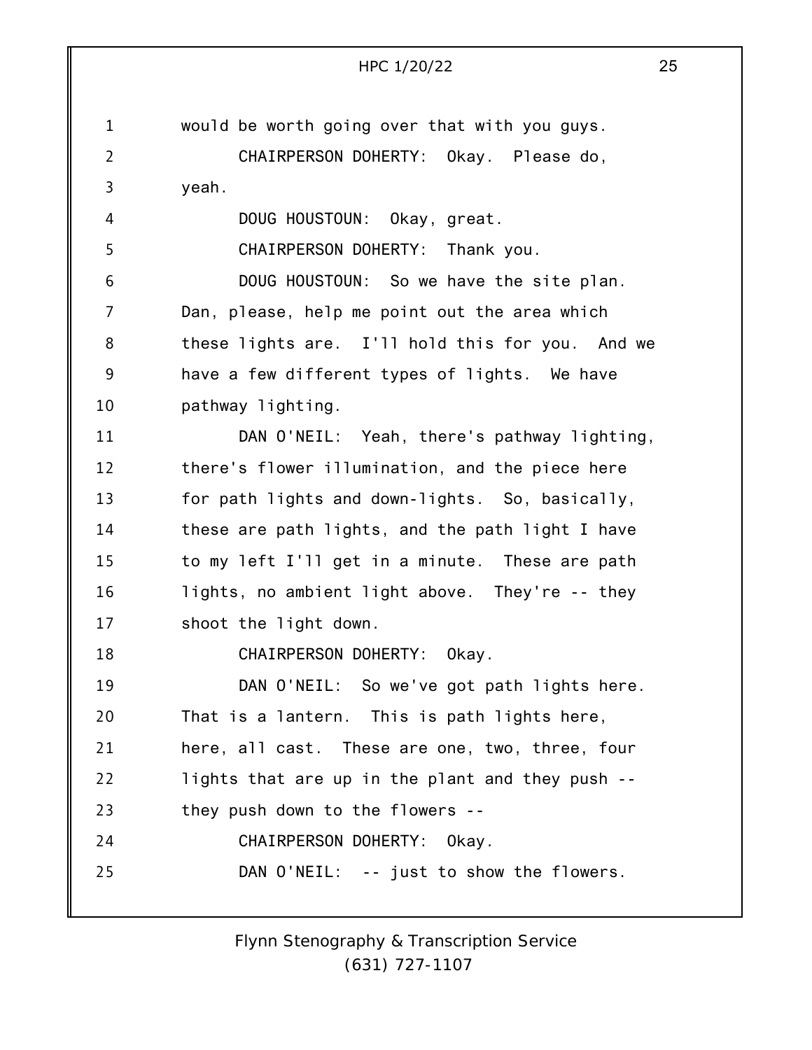would be worth going over that with you guys.

CHAIRPERSON DOHERTY: Okay. Please do, yeah.

DOUG HOUSTOUN: Okay, great.

CHAIRPERSON DOHERTY: Thank you.

DOUG HOUSTOUN: So we have the site plan. Dan, please, help me point out the area which these lights are. I'll hold this for you. And we have a few different types of lights. We have pathway lighting.

DAN O'NEIL: Yeah, there's pathway lighting, there's flower illumination, and the piece here for path lights and down-lights. So, basically, these are path lights, and the path light I have to my left I'll get in a minute. These are path lights, no ambient light above. They're -- they shoot the light down.

CHAIRPERSON DOHERTY: Okay.

DAN O'NEIL: So we've got path lights here. That is a lantern. This is path lights here, here, all cast. These are one, two, three, four lights that are up in the plant and they push -- they push down to the flowers --

CHAIRPERSON DOHERTY: Okay.

DAN O'NEIL: -- just to show the flowers.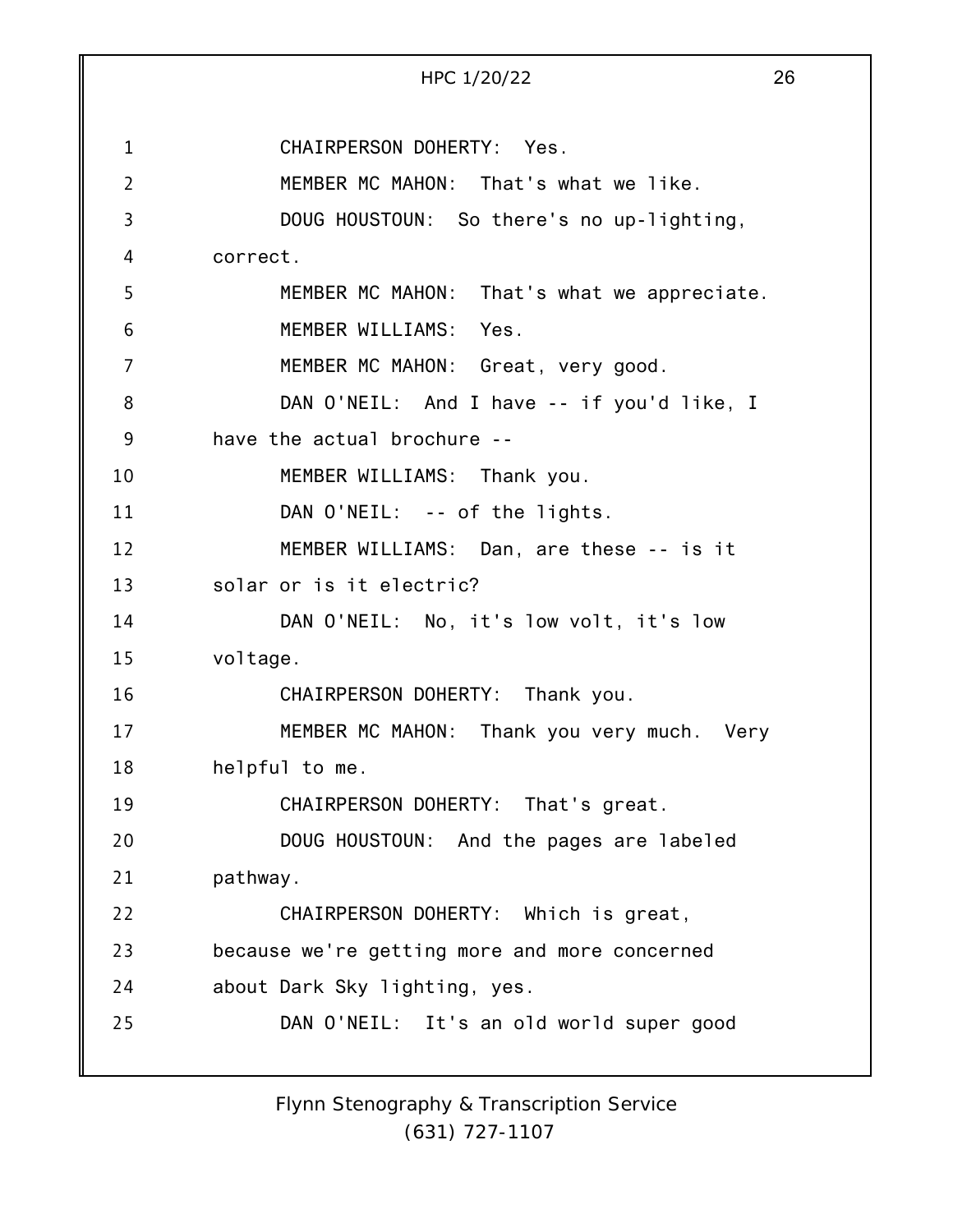CHAIRPERSON DOHERTY: Yes.

MEMBER MC MAHON: That's what we like.

DOUG HOUSTOUN: So there's no up-lighting, correct.

MEMBER MC MAHON: That's what we appreciate.

MEMBER WILLIAMS: Yes.

MEMBER MC MAHON: Great, very good.

DAN O'NEIL: And I have -- if you'd like, I have the actual brochure --

MEMBER WILLIAMS: Thank you.

DAN O'NEIL: -- of the lights.

MEMBER WILLIAMS: Dan, are these -- is it solar or is it electric?

DAN O'NEIL: No, it's low volt, it's low voltage.

CHAIRPERSON DOHERTY: Thank you.

MEMBER MC MAHON: Thank you very much. Very helpful to me.

CHAIRPERSON DOHERTY: That's great.

DOUG HOUSTOUN: And the pages are labeled pathway.

CHAIRPERSON DOHERTY: Which is great, because we're getting more and more concerned about Dark Sky lighting, yes.

DAN O'NEIL: It's an old world super good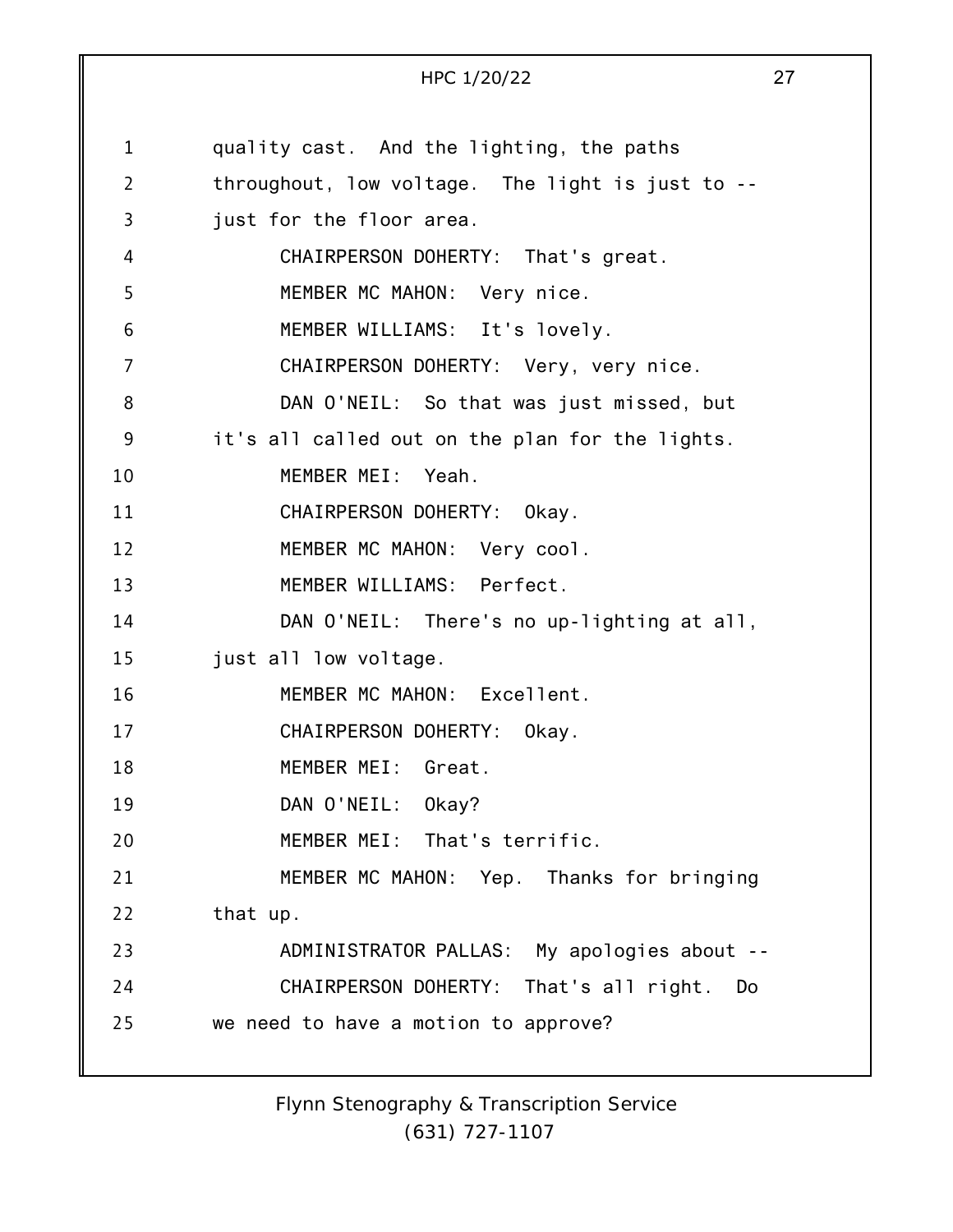quality cast. And the lighting, the paths throughout, low voltage. The light is just to -- just for the floor area.

CHAIRPERSON DOHERTY: That's great.

MEMBER MC MAHON: Very nice.

MEMBER WILLIAMS: It's lovely.

CHAIRPERSON DOHERTY: Very, very nice.

DAN O'NEIL: So that was just missed, but it's all called out on the plan for the lights.

MEMBER MEI: Yeah.

CHAIRPERSON DOHERTY: Okay.

MEMBER MC MAHON: Very cool.

MEMBER WILLIAMS: Perfect.

DAN O'NEIL: There's no up-lighting at all, just all low voltage.

MEMBER MC MAHON: Excellent.

CHAIRPERSON DOHERTY: Okay.

MEMBER MEI: Great.

DAN O'NEIL: Okay?

MEMBER MEI: That's terrific.

MEMBER MC MAHON: Yep. Thanks for bringing that up.

ADMINISTRATOR PALLAS: My apologies about --

CHAIRPERSON DOHERTY: That's all right. Do we need to have a motion to approve?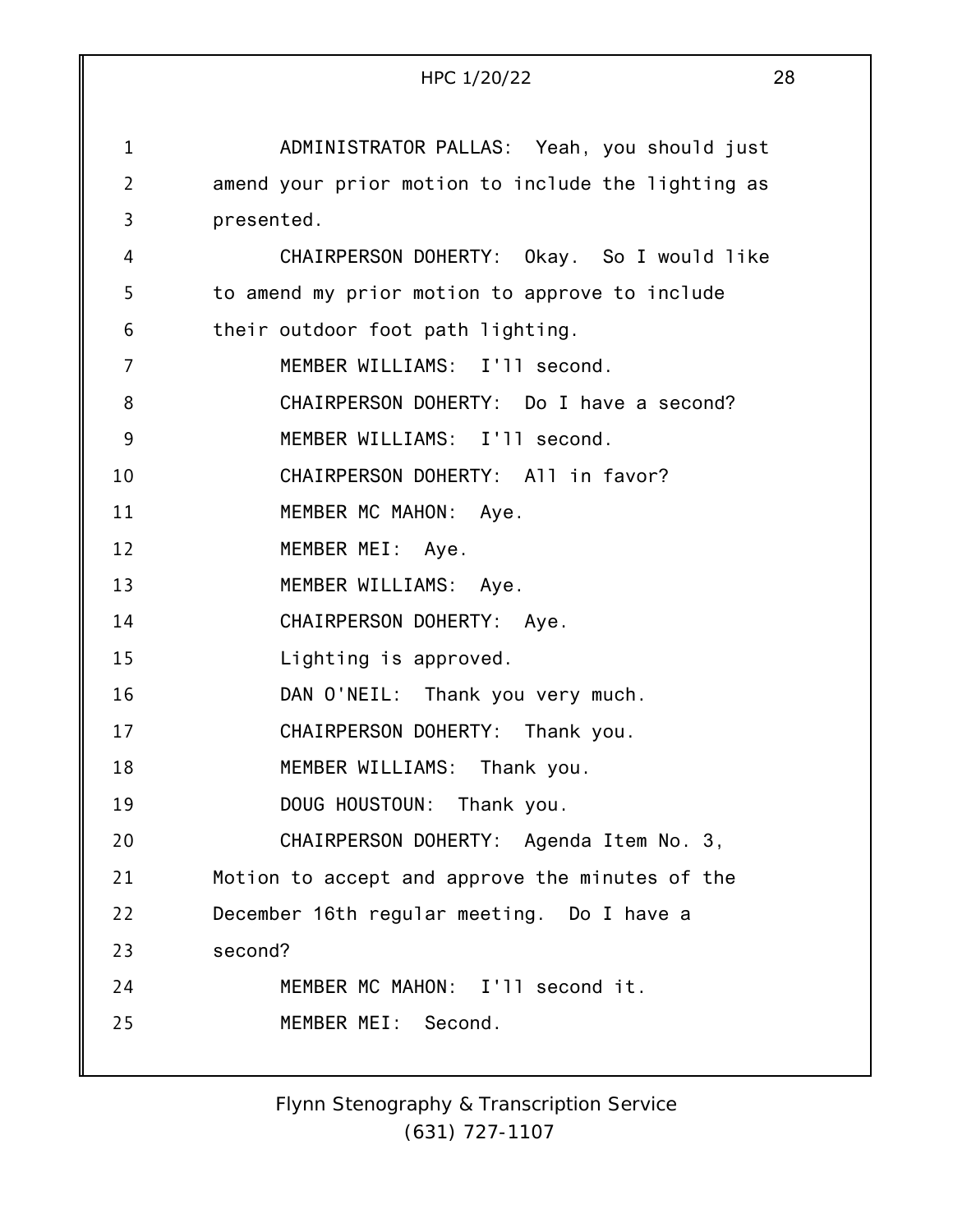ADMINISTRATOR PALLAS: Yeah, you should just amend your prior motion to include the lighting as presented.

CHAIRPERSON DOHERTY: Okay. So I would like to amend my prior motion to approve to include their outdoor foot path lighting.

MEMBER WILLIAMS: I'll second.

CHAIRPERSON DOHERTY: Do I have a second?

MEMBER WILLIAMS: I'll second.

CHAIRPERSON DOHERTY: All in favor?

MEMBER MC MAHON: Aye.

MEMBER MEI: Aye.

MEMBER WILLIAMS: Aye.

CHAIRPERSON DOHERTY: Aye.

Lighting is approved.

DAN O'NEIL: Thank you very much.

CHAIRPERSON DOHERTY: Thank you.

MEMBER WILLIAMS: Thank you.

DOUG HOUSTOUN: Thank you.

CHAIRPERSON DOHERTY: Agenda Item No. 3, Motion to accept and approve the minutes of the December 16th regular meeting. Do I have a second?

MEMBER MC MAHON: I'll second it.

MEMBER MEI: Second.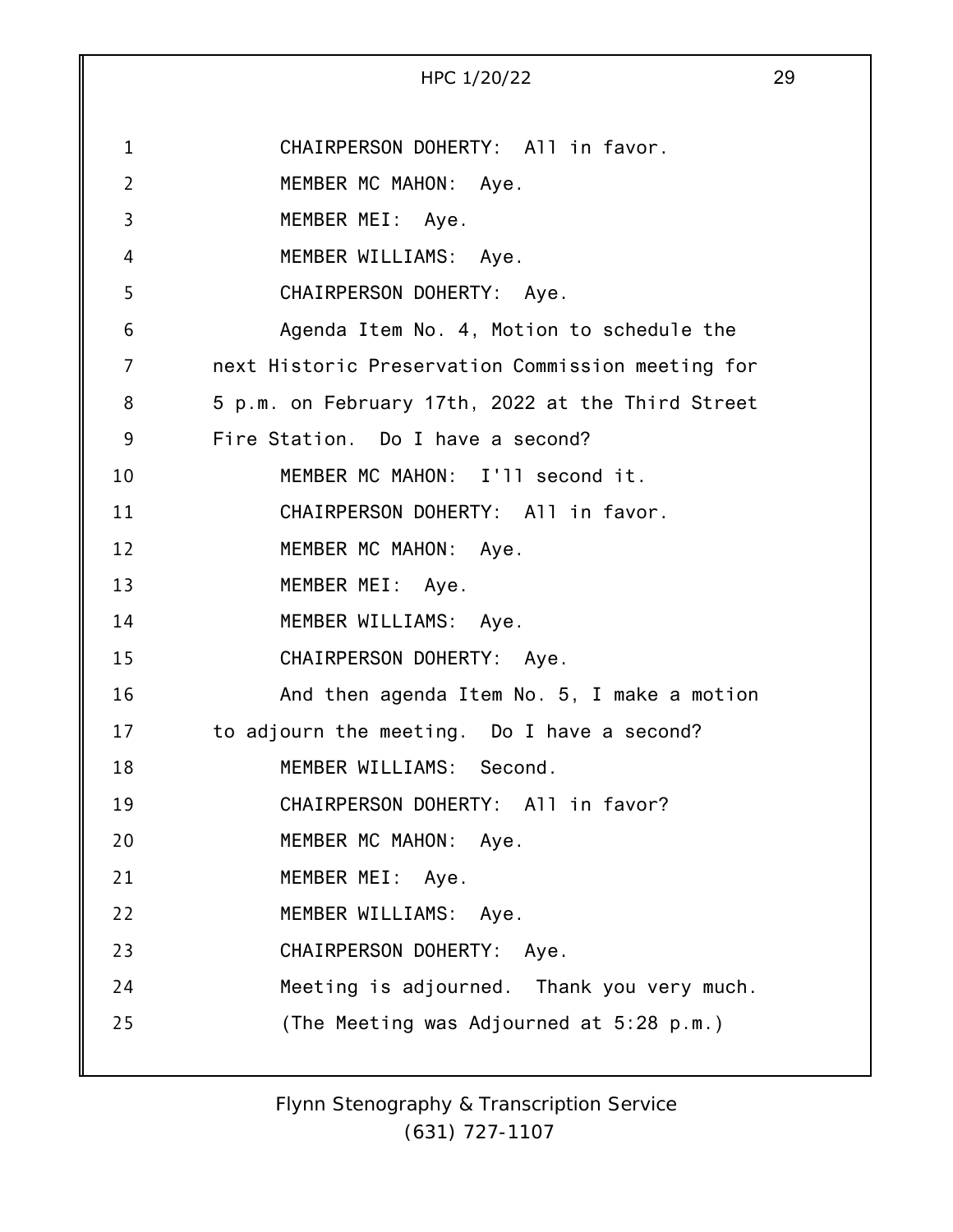CHAIRPERSON DOHERTY: All in favor.

MEMBER MC MAHON: Aye.

MEMBER MEI: Aye.

MEMBER WILLIAMS: Aye.

CHAIRPERSON DOHERTY: Aye.

Agenda Item No. 4, Motion to schedule the next Historic Preservation Commission meeting for 5 p.m. on February 17th, 2022 at the Third Street Fire Station. Do I have a second?

MEMBER MC MAHON: I'll second it.

CHAIRPERSON DOHERTY: All in favor.

MEMBER MC MAHON: Aye.

MEMBER MEI: Aye.

MEMBER WILLIAMS: Aye.

CHAIRPERSON DOHERTY: Aye.

And then agenda Item No. 5, I make a motion to adjourn the meeting. Do I have a second?

MEMBER WILLIAMS: Second.

CHAIRPERSON DOHERTY: All in favor?

MEMBER MC MAHON: Aye.

MEMBER MEI: Aye.

MEMBER WILLIAMS: Aye.

CHAIRPERSON DOHERTY: Aye.

Meeting is adjourned. Thank you very much.

(The Meeting was Adjourned at 5:28 p.m.)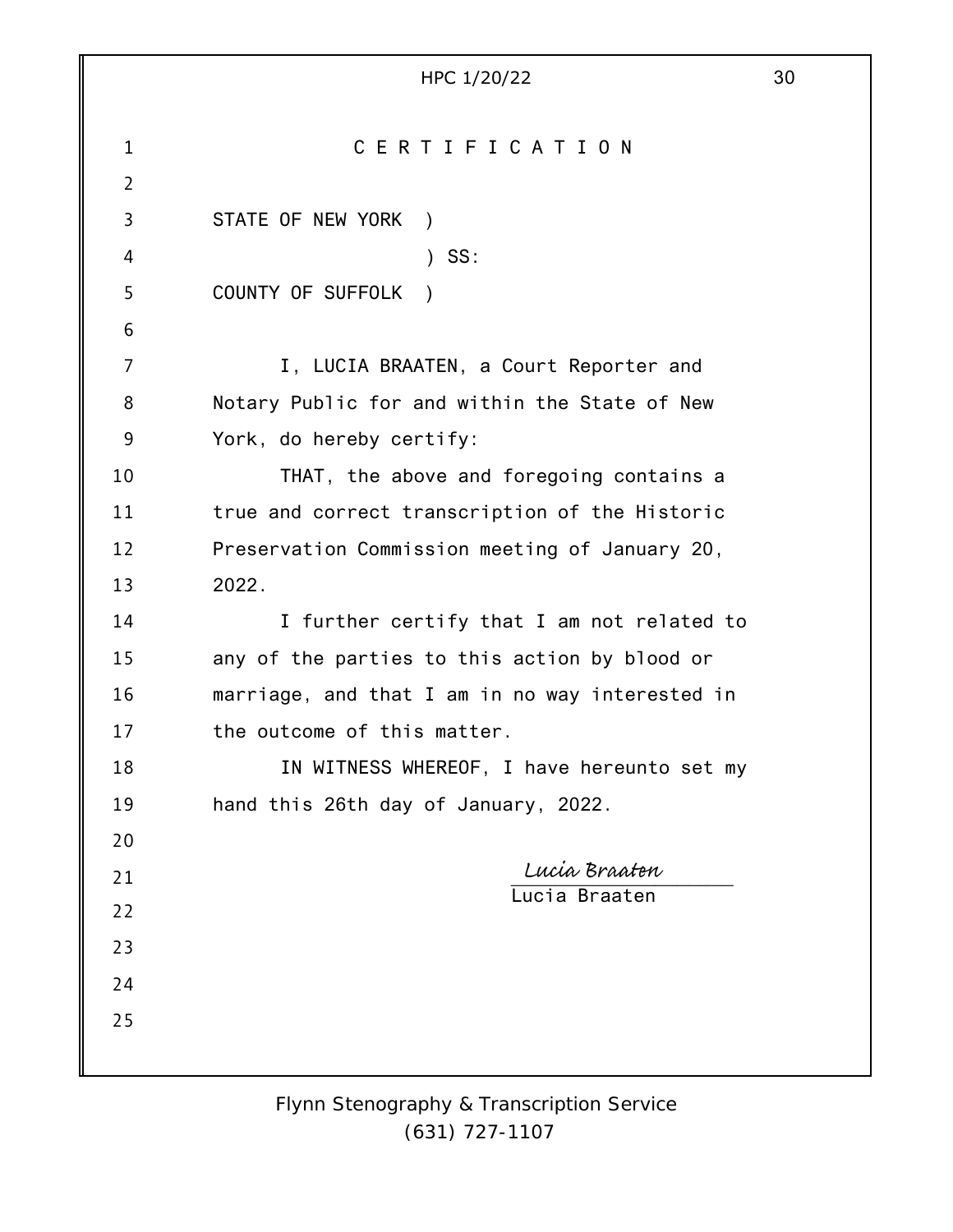# C E R T I F I C A T I O N

STATE OF NEW YORK )

) SS:

COUNTY OF SUFFOLK )

I, LUCIA BRAATEN, a Court Reporter and Notary Public for and within the State of New York, do hereby certify:

THAT, the above and foregoing contains a true and correct transcription of the Historic Preservation Commission meeting of January 20, 2022.

I further certify that I am not related to any of the parties to this action by blood or marriage, and that I am in no way interested in the outcome of this matter.

IN WITNESS WHEREOF, I have hereunto set my hand this 26th day of January, 2022.

*Lucia Braaten*

Lucia Braaten

Flynn Stenography & Transcription Service
(631) 727-1107